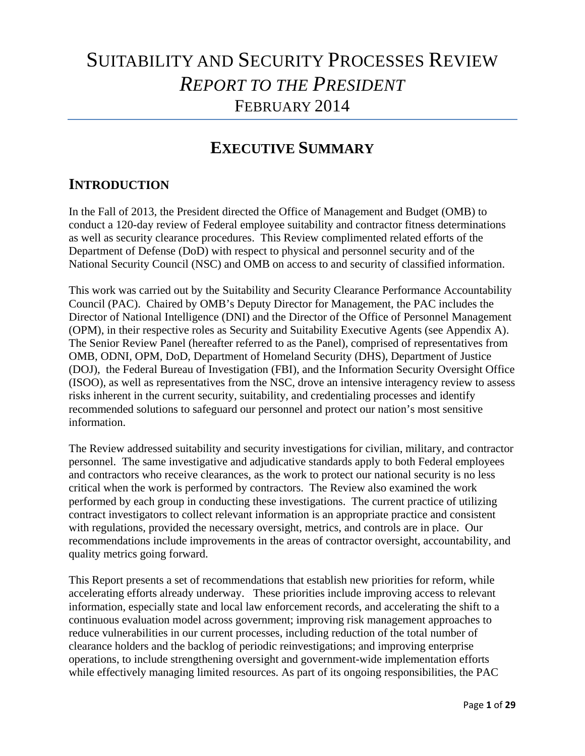# SUITABILITY AND SECURITY PROCESSES REVIEW
# *REPORT TO THE PRESIDENT*
# FEBRUARY 2014

## EXECUTIVE SUMMARY

## INTRODUCTION

In the Fall of 2013, the President directed the Office of Management and Budget (OMB) to conduct a 120-day review of Federal employee suitability and contractor fitness determinations as well as security clearance procedures. This Review complimented related efforts of the Department of Defense (DoD) with respect to physical and personnel security and of the National Security Council (NSC) and OMB on access to and security of classified information.

This work was carried out by the Suitability and Security Clearance Performance Accountability Council (PAC). Chaired by OMB's Deputy Director for Management, the PAC includes the Director of National Intelligence (DNI) and the Director of the Office of Personnel Management (OPM), in their respective roles as Security and Suitability Executive Agents (see Appendix A). The Senior Review Panel (hereafter referred to as the Panel), comprised of representatives from OMB, ODNI, OPM, DoD, Department of Homeland Security (DHS), Department of Justice (DOJ), the Federal Bureau of Investigation (FBI), and the Information Security Oversight Office (ISOO), as well as representatives from the NSC, drove an intensive interagency review to assess risks inherent in the current security, suitability, and credentialing processes and identify recommended solutions to safeguard our personnel and protect our nation's most sensitive information.

The Review addressed suitability and security investigations for civilian, military, and contractor personnel. The same investigative and adjudicative standards apply to both Federal employees and contractors who receive clearances, as the work to protect our national security is no less critical when the work is performed by contractors. The Review also examined the work performed by each group in conducting these investigations. The current practice of utilizing contract investigators to collect relevant information is an appropriate practice and consistent with regulations, provided the necessary oversight, metrics, and controls are in place. Our recommendations include improvements in the areas of contractor oversight, accountability, and quality metrics going forward.

This Report presents a set of recommendations that establish new priorities for reform, while accelerating efforts already underway. These priorities include improving access to relevant information, especially state and local law enforcement records, and accelerating the shift to a continuous evaluation model across government; improving risk management approaches to reduce vulnerabilities in our current processes, including reduction of the total number of clearance holders and the backlog of periodic reinvestigations; and improving enterprise operations, to include strengthening oversight and government-wide implementation efforts while effectively managing limited resources. As part of its ongoing responsibilities, the PAC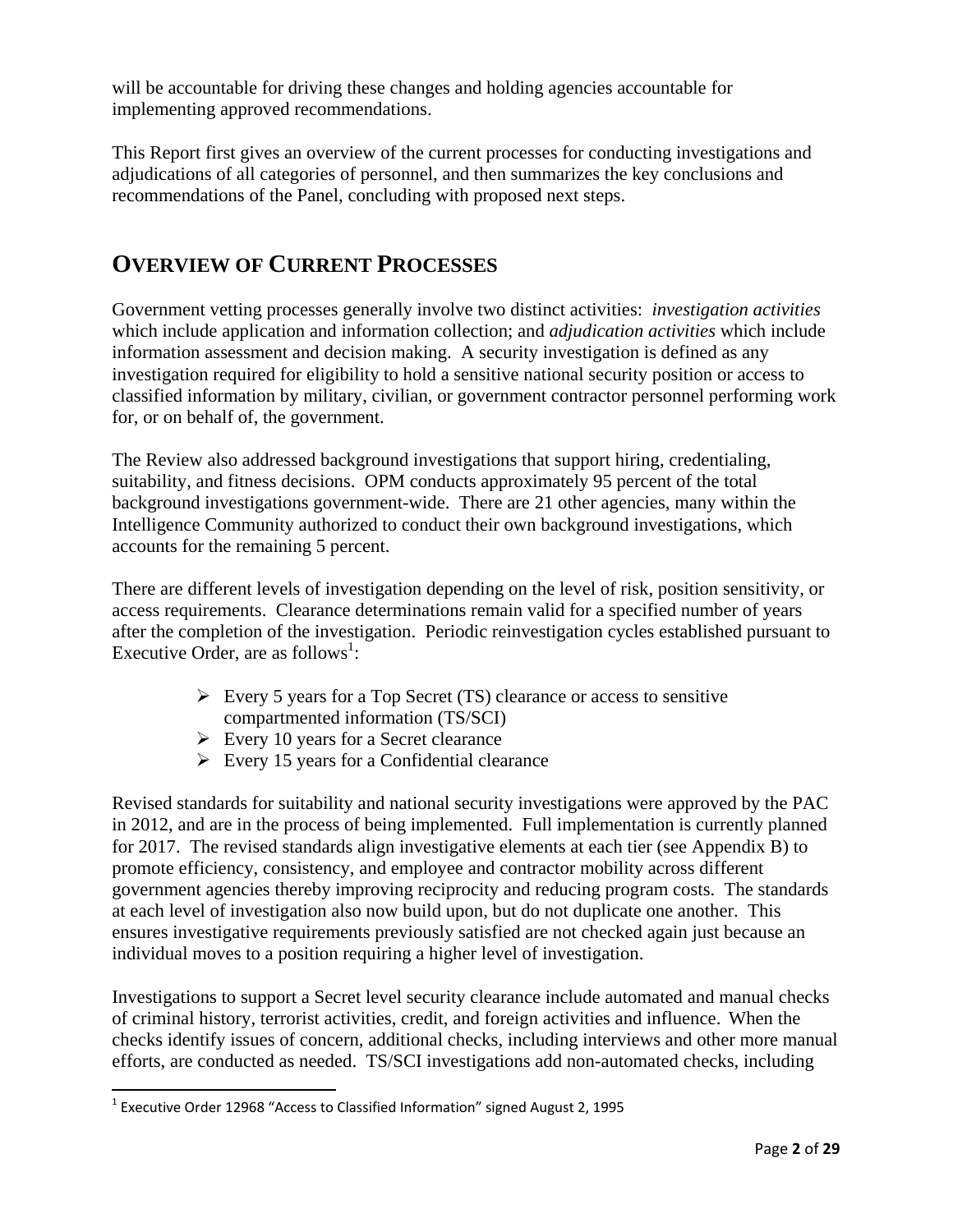will be accountable for driving these changes and holding agencies accountable for implementing approved recommendations.

This Report first gives an overview of the current processes for conducting investigations and adjudications of all categories of personnel, and then summarizes the key conclusions and recommendations of the Panel, concluding with proposed next steps.

## OVERVIEW OF CURRENT PROCESSES

Government vetting processes generally involve two distinct activities: *investigation activities* which include application and information collection; and *adjudication activities* which include information assessment and decision making. A security investigation is defined as any investigation required for eligibility to hold a sensitive national security position or access to classified information by military, civilian, or government contractor personnel performing work for, or on behalf of, the government.

The Review also addressed background investigations that support hiring, credentialing, suitability, and fitness decisions. OPM conducts approximately 95 percent of the total background investigations government-wide. There are 21 other agencies, many within the Intelligence Community authorized to conduct their own background investigations, which accounts for the remaining 5 percent.

There are different levels of investigation depending on the level of risk, position sensitivity, or access requirements. Clearance determinations remain valid for a specified number of years after the completion of the investigation. Periodic reinvestigation cycles established pursuant to Executive Order, are as follows[1]:

- Every 5 years for a Top Secret (TS) clearance or access to sensitive compartmented information (TS/SCI)
- Every 10 years for a Secret clearance
- Every 15 years for a Confidential clearance

Revised standards for suitability and national security investigations were approved by the PAC in 2012, and are in the process of being implemented. Full implementation is currently planned for 2017. The revised standards align investigative elements at each tier (see Appendix B) to promote efficiency, consistency, and employee and contractor mobility across different government agencies thereby improving reciprocity and reducing program costs. The standards at each level of investigation also now build upon, but do not duplicate one another. This ensures investigative requirements previously satisfied are not checked again just because an individual moves to a position requiring a higher level of investigation.

Investigations to support a Secret level security clearance include automated and manual checks of criminal history, terrorist activities, credit, and foreign activities and influence. When the checks identify issues of concern, additional checks, including interviews and other more manual efforts, are conducted as needed. TS/SCI investigations add non-automated checks, including

[1] Executive Order 12968 "Access to Classified Information" signed August 2, 1995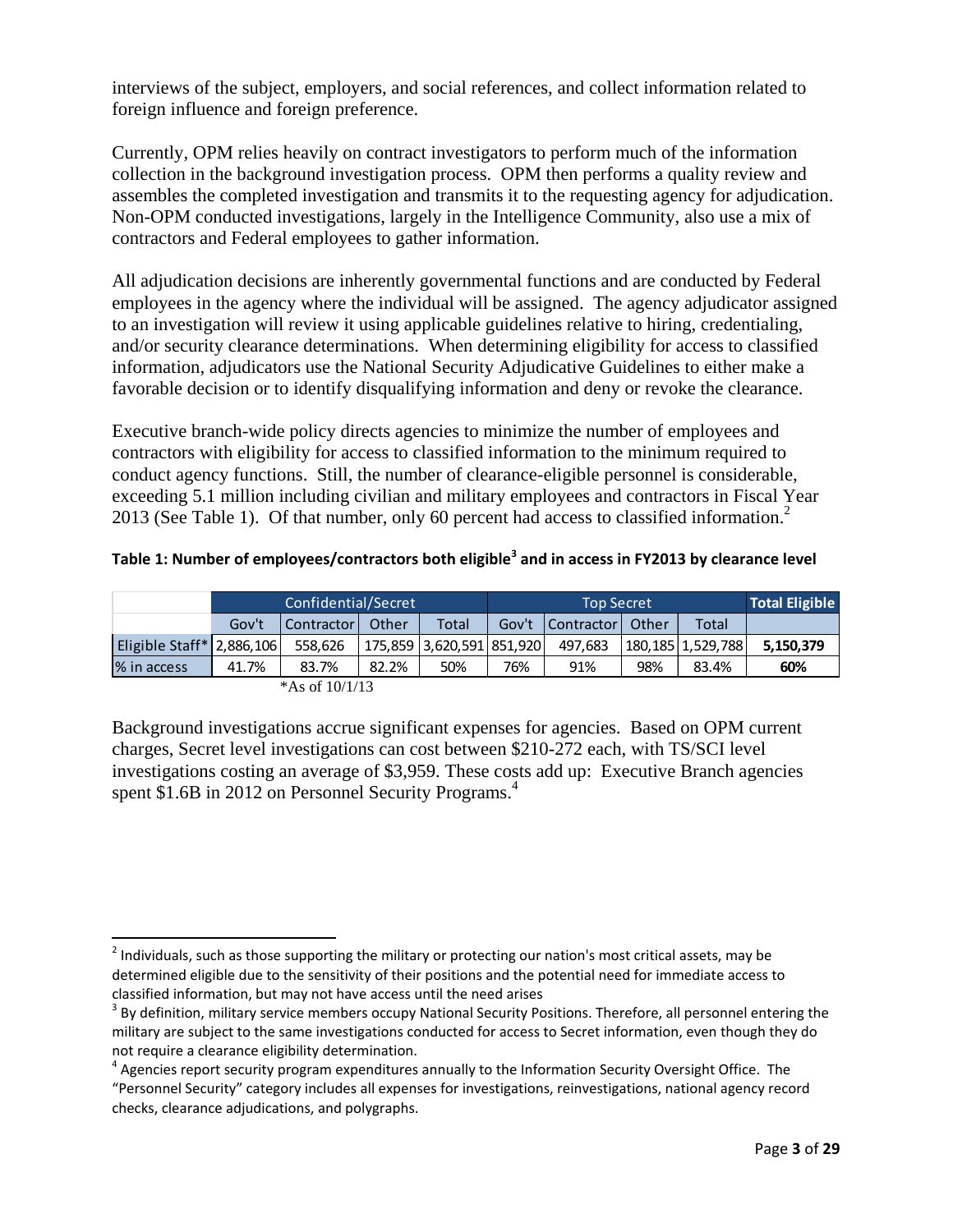interviews of the subject, employers, and social references, and collect information related to foreign influence and foreign preference.

Currently, OPM relies heavily on contract investigators to perform much of the information collection in the background investigation process. OPM then performs a quality review and assembles the completed investigation and transmits it to the requesting agency for adjudication. Non-OPM conducted investigations, largely in the Intelligence Community, also use a mix of contractors and Federal employees to gather information.

All adjudication decisions are inherently governmental functions and are conducted by Federal employees in the agency where the individual will be assigned. The agency adjudicator assigned to an investigation will review it using applicable guidelines relative to hiring, credentialing, and/or security clearance determinations. When determining eligibility for access to classified information, adjudicators use the National Security Adjudicative Guidelines to either make a favorable decision or to identify disqualifying information and deny or revoke the clearance.

Executive branch-wide policy directs agencies to minimize the number of employees and contractors with eligibility for access to classified information to the minimum required to conduct agency functions. Still, the number of clearance-eligible personnel is considerable, exceeding 5.1 million including civilian and military employees and contractors in Fiscal Year 2013 (See Table 1). Of that number, only 60 percent had access to classified information.[2]

**Table 1: Number of employees/contractors both eligible[3] and in access in FY2013 by clearance level**

| | Confidential/Secret | | | | Top Secret | | | | Total Eligible |
|---|---|---|---|---|---|---|---|---|---|
| | Gov't | Contractor | Other | Total | Gov't | Contractor | Other | Total | |
| Eligible Staff* | 2,886,106 | 558,626 | 175,859 | 3,620,591 | 851,920 | 497,683 | 180,185 | 1,529,788 | **5,150,379** |
| % in access | 41.7% | 83.7% | 82.2% | 50% | 76% | 91% | 98% | 83.4% | **60%** |

*As of 10/1/13

Background investigations accrue significant expenses for agencies. Based on OPM current charges, Secret level investigations can cost between $210-272 each, with TS/SCI level investigations costing an average of $3,959. These costs add up: Executive Branch agencies spent $1.6B in 2012 on Personnel Security Programs.[4]

---

[2] Individuals, such as those supporting the military or protecting our nation's most critical assets, may be determined eligible due to the sensitivity of their positions and the potential need for immediate access to classified information, but may not have access until the need arises

[3] By definition, military service members occupy National Security Positions. Therefore, all personnel entering the military are subject to the same investigations conducted for access to Secret information, even though they do not require a clearance eligibility determination.

[4] Agencies report security program expenditures annually to the Information Security Oversight Office. The "Personnel Security" category includes all expenses for investigations, reinvestigations, national agency record checks, clearance adjudications, and polygraphs.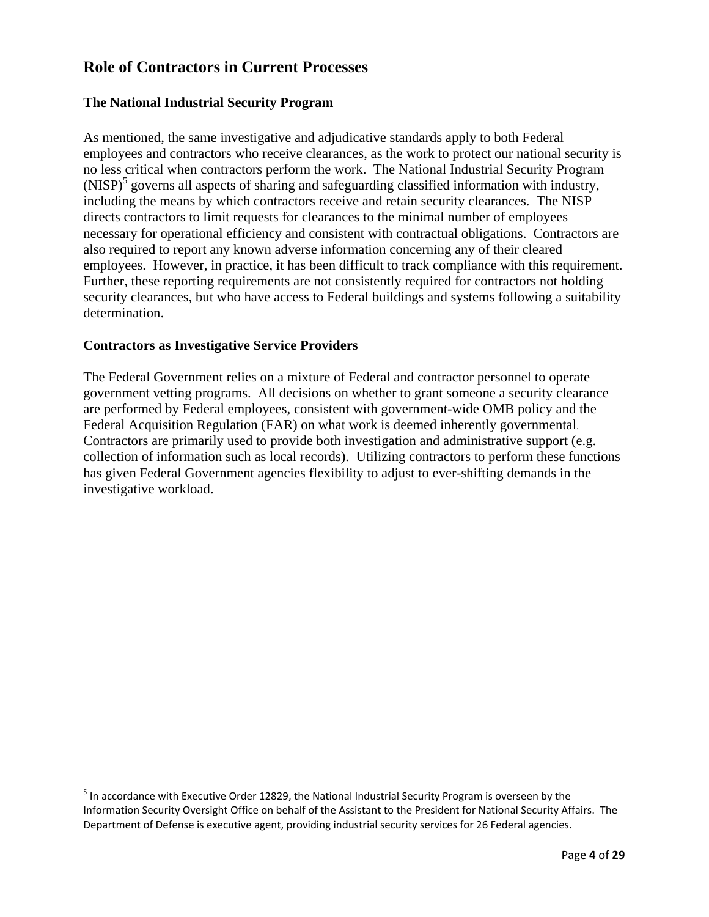## Role of Contractors in Current Processes

### The National Industrial Security Program

As mentioned, the same investigative and adjudicative standards apply to both Federal employees and contractors who receive clearances, as the work to protect our national security is no less critical when contractors perform the work. The National Industrial Security Program (NISP)[5] governs all aspects of sharing and safeguarding classified information with industry, including the means by which contractors receive and retain security clearances. The NISP directs contractors to limit requests for clearances to the minimal number of employees necessary for operational efficiency and consistent with contractual obligations. Contractors are also required to report any known adverse information concerning any of their cleared employees. However, in practice, it has been difficult to track compliance with this requirement. Further, these reporting requirements are not consistently required for contractors not holding security clearances, but who have access to Federal buildings and systems following a suitability determination.

### Contractors as Investigative Service Providers

The Federal Government relies on a mixture of Federal and contractor personnel to operate government vetting programs. All decisions on whether to grant someone a security clearance are performed by Federal employees, consistent with government-wide OMB policy and the Federal Acquisition Regulation (FAR) on what work is deemed inherently governmental. Contractors are primarily used to provide both investigation and administrative support (e.g. collection of information such as local records). Utilizing contractors to perform these functions has given Federal Government agencies flexibility to adjust to ever-shifting demands in the investigative workload.

---

[5] In accordance with Executive Order 12829, the National Industrial Security Program is overseen by the Information Security Oversight Office on behalf of the Assistant to the President for National Security Affairs. The Department of Defense is executive agent, providing industrial security services for 26 Federal agencies.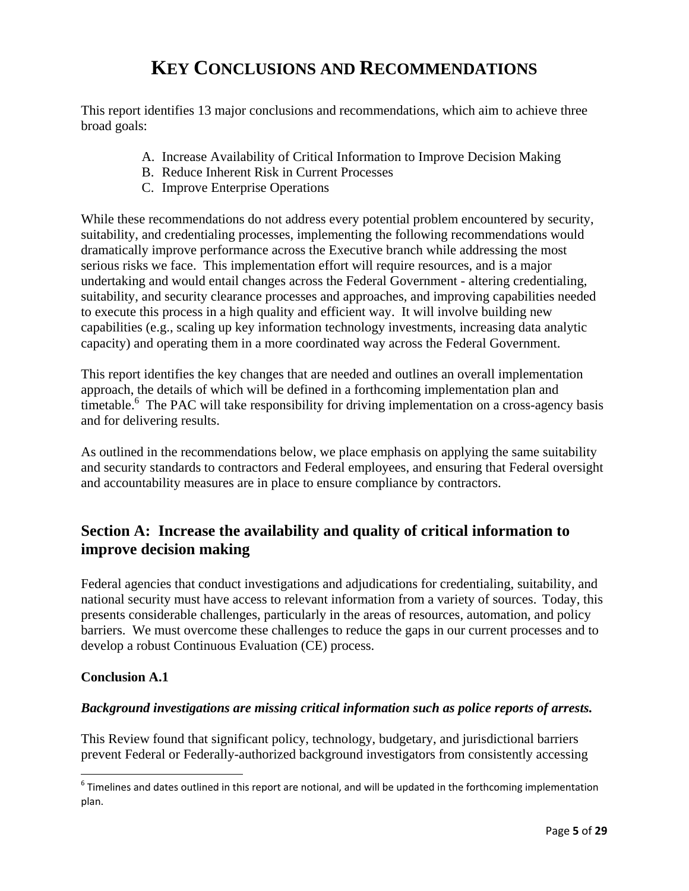# KEY CONCLUSIONS AND RECOMMENDATIONS

This report identifies 13 major conclusions and recommendations, which aim to achieve three broad goals:

A. Increase Availability of Critical Information to Improve Decision Making
B. Reduce Inherent Risk in Current Processes
C. Improve Enterprise Operations

While these recommendations do not address every potential problem encountered by security, suitability, and credentialing processes, implementing the following recommendations would dramatically improve performance across the Executive branch while addressing the most serious risks we face. This implementation effort will require resources, and is a major undertaking and would entail changes across the Federal Government - altering credentialing, suitability, and security clearance processes and approaches, and improving capabilities needed to execute this process in a high quality and efficient way. It will involve building new capabilities (e.g., scaling up key information technology investments, increasing data analytic capacity) and operating them in a more coordinated way across the Federal Government.

This report identifies the key changes that are needed and outlines an overall implementation approach, the details of which will be defined in a forthcoming implementation plan and timetable.[6] The PAC will take responsibility for driving implementation on a cross-agency basis and for delivering results.

As outlined in the recommendations below, we place emphasis on applying the same suitability and security standards to contractors and Federal employees, and ensuring that Federal oversight and accountability measures are in place to ensure compliance by contractors.

## Section A: Increase the availability and quality of critical information to improve decision making

Federal agencies that conduct investigations and adjudications for credentialing, suitability, and national security must have access to relevant information from a variety of sources. Today, this presents considerable challenges, particularly in the areas of resources, automation, and policy barriers. We must overcome these challenges to reduce the gaps in our current processes and to develop a robust Continuous Evaluation (CE) process.

### Conclusion A.1

***Background investigations are missing critical information such as police reports of arrests.***

This Review found that significant policy, technology, budgetary, and jurisdictional barriers prevent Federal or Federally-authorized background investigators from consistently accessing

[6] Timelines and dates outlined in this report are notional, and will be updated in the forthcoming implementation plan.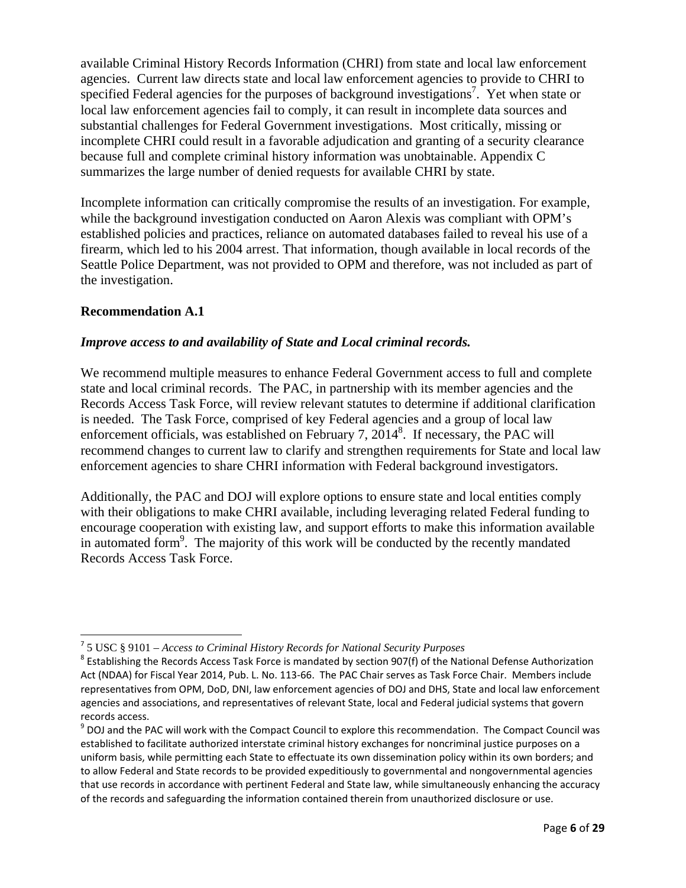available Criminal History Records Information (CHRI) from state and local law enforcement agencies. Current law directs state and local law enforcement agencies to provide to CHRI to specified Federal agencies for the purposes of background investigations[7]. Yet when state or local law enforcement agencies fail to comply, it can result in incomplete data sources and substantial challenges for Federal Government investigations. Most critically, missing or incomplete CHRI could result in a favorable adjudication and granting of a security clearance because full and complete criminal history information was unobtainable. Appendix C summarizes the large number of denied requests for available CHRI by state.

Incomplete information can critically compromise the results of an investigation. For example, while the background investigation conducted on Aaron Alexis was compliant with OPM's established policies and practices, reliance on automated databases failed to reveal his use of a firearm, which led to his 2004 arrest. That information, though available in local records of the Seattle Police Department, was not provided to OPM and therefore, was not included as part of the investigation.

**Recommendation A.1**

***Improve access to and availability of State and Local criminal records.***

We recommend multiple measures to enhance Federal Government access to full and complete state and local criminal records. The PAC, in partnership with its member agencies and the Records Access Task Force, will review relevant statutes to determine if additional clarification is needed. The Task Force, comprised of key Federal agencies and a group of local law enforcement officials, was established on February 7, 2014[8]. If necessary, the PAC will recommend changes to current law to clarify and strengthen requirements for State and local law enforcement agencies to share CHRI information with Federal background investigators.

Additionally, the PAC and DOJ will explore options to ensure state and local entities comply with their obligations to make CHRI available, including leveraging related Federal funding to encourage cooperation with existing law, and support efforts to make this information available in automated form[9]. The majority of this work will be conducted by the recently mandated Records Access Task Force.

---

[7] 5 USC § 9101 – *Access to Criminal History Records for National Security Purposes*

[8] Establishing the Records Access Task Force is mandated by section 907(f) of the National Defense Authorization Act (NDAA) for Fiscal Year 2014, Pub. L. No. 113-66. The PAC Chair serves as Task Force Chair. Members include representatives from OPM, DoD, DNI, law enforcement agencies of DOJ and DHS, State and local law enforcement agencies and associations, and representatives of relevant State, local and Federal judicial systems that govern records access.

[9] DOJ and the PAC will work with the Compact Council to explore this recommendation. The Compact Council was established to facilitate authorized interstate criminal history exchanges for noncriminal justice purposes on a uniform basis, while permitting each State to effectuate its own dissemination policy within its own borders; and to allow Federal and State records to be provided expeditiously to governmental and nongovernmental agencies that use records in accordance with pertinent Federal and State law, while simultaneously enhancing the accuracy of the records and safeguarding the information contained therein from unauthorized disclosure or use.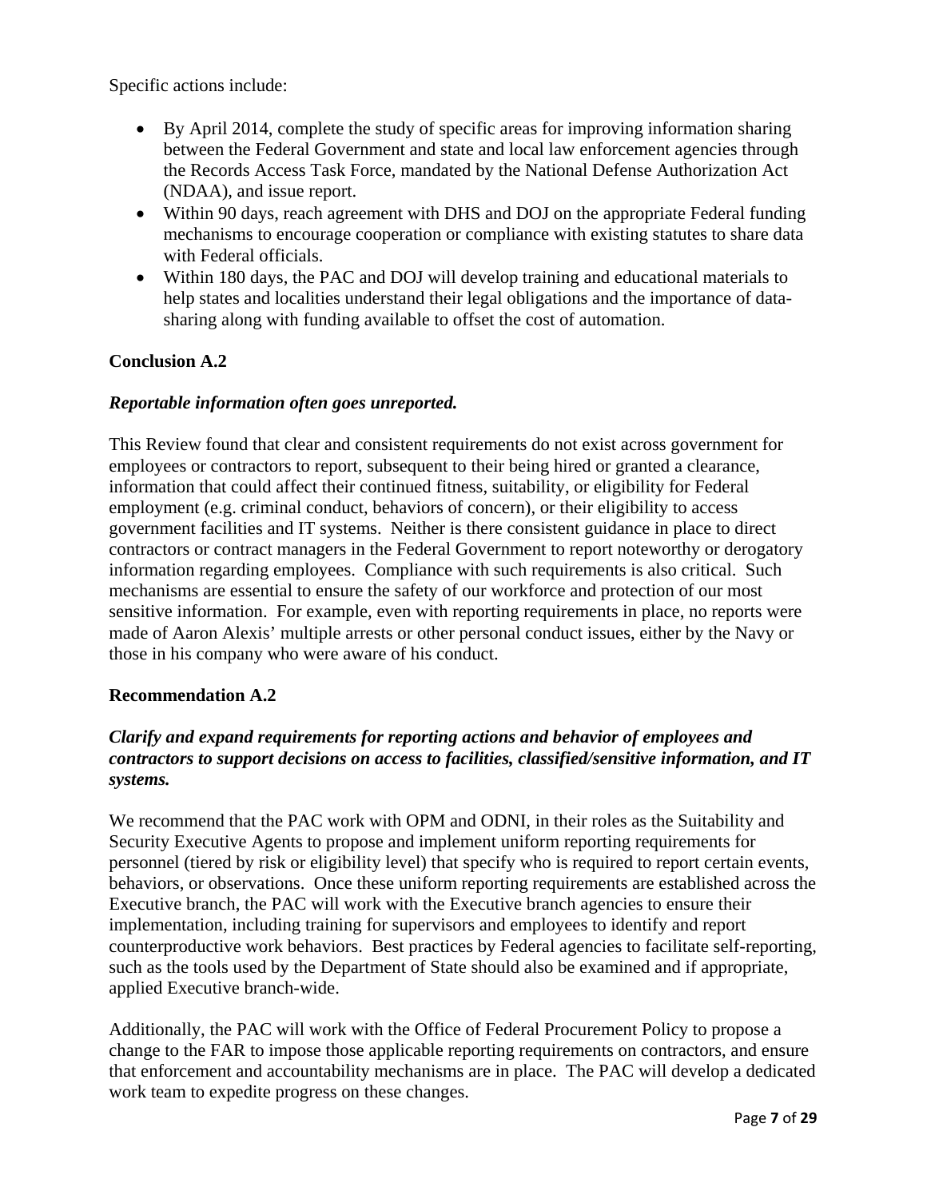Specific actions include:

- By April 2014, complete the study of specific areas for improving information sharing between the Federal Government and state and local law enforcement agencies through the Records Access Task Force, mandated by the National Defense Authorization Act (NDAA), and issue report.
- Within 90 days, reach agreement with DHS and DOJ on the appropriate Federal funding mechanisms to encourage cooperation or compliance with existing statutes to share data with Federal officials.
- Within 180 days, the PAC and DOJ will develop training and educational materials to help states and localities understand their legal obligations and the importance of data-sharing along with funding available to offset the cost of automation.

**Conclusion A.2**

***Reportable information often goes unreported.***

This Review found that clear and consistent requirements do not exist across government for employees or contractors to report, subsequent to their being hired or granted a clearance, information that could affect their continued fitness, suitability, or eligibility for Federal employment (e.g. criminal conduct, behaviors of concern), or their eligibility to access government facilities and IT systems. Neither is there consistent guidance in place to direct contractors or contract managers in the Federal Government to report noteworthy or derogatory information regarding employees. Compliance with such requirements is also critical. Such mechanisms are essential to ensure the safety of our workforce and protection of our most sensitive information. For example, even with reporting requirements in place, no reports were made of Aaron Alexis' multiple arrests or other personal conduct issues, either by the Navy or those in his company who were aware of his conduct.

**Recommendation A.2**

***Clarify and expand requirements for reporting actions and behavior of employees and contractors to support decisions on access to facilities, classified/sensitive information, and IT systems.***

We recommend that the PAC work with OPM and ODNI, in their roles as the Suitability and Security Executive Agents to propose and implement uniform reporting requirements for personnel (tiered by risk or eligibility level) that specify who is required to report certain events, behaviors, or observations. Once these uniform reporting requirements are established across the Executive branch, the PAC will work with the Executive branch agencies to ensure their implementation, including training for supervisors and employees to identify and report counterproductive work behaviors. Best practices by Federal agencies to facilitate self-reporting, such as the tools used by the Department of State should also be examined and if appropriate, applied Executive branch-wide.

Additionally, the PAC will work with the Office of Federal Procurement Policy to propose a change to the FAR to impose those applicable reporting requirements on contractors, and ensure that enforcement and accountability mechanisms are in place. The PAC will develop a dedicated work team to expedite progress on these changes.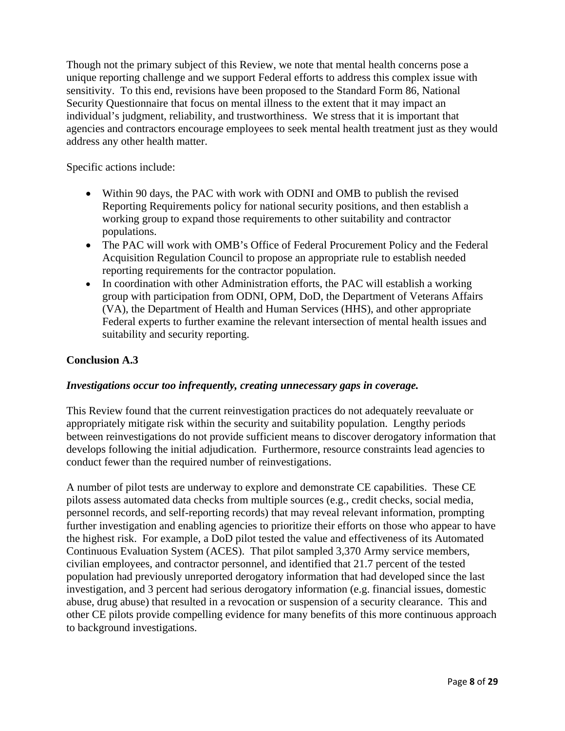Though not the primary subject of this Review, we note that mental health concerns pose a unique reporting challenge and we support Federal efforts to address this complex issue with sensitivity. To this end, revisions have been proposed to the Standard Form 86, National Security Questionnaire that focus on mental illness to the extent that it may impact an individual's judgment, reliability, and trustworthiness. We stress that it is important that agencies and contractors encourage employees to seek mental health treatment just as they would address any other health matter.

Specific actions include:

- Within 90 days, the PAC with work with ODNI and OMB to publish the revised Reporting Requirements policy for national security positions, and then establish a working group to expand those requirements to other suitability and contractor populations.
- The PAC will work with OMB's Office of Federal Procurement Policy and the Federal Acquisition Regulation Council to propose an appropriate rule to establish needed reporting requirements for the contractor population.
- In coordination with other Administration efforts, the PAC will establish a working group with participation from ODNI, OPM, DoD, the Department of Veterans Affairs (VA), the Department of Health and Human Services (HHS), and other appropriate Federal experts to further examine the relevant intersection of mental health issues and suitability and security reporting.

### Conclusion A.3

***Investigations occur too infrequently, creating unnecessary gaps in coverage.***

This Review found that the current reinvestigation practices do not adequately reevaluate or appropriately mitigate risk within the security and suitability population. Lengthy periods between reinvestigations do not provide sufficient means to discover derogatory information that develops following the initial adjudication. Furthermore, resource constraints lead agencies to conduct fewer than the required number of reinvestigations.

A number of pilot tests are underway to explore and demonstrate CE capabilities. These CE pilots assess automated data checks from multiple sources (e.g., credit checks, social media, personnel records, and self-reporting records) that may reveal relevant information, prompting further investigation and enabling agencies to prioritize their efforts on those who appear to have the highest risk. For example, a DoD pilot tested the value and effectiveness of its Automated Continuous Evaluation System (ACES). That pilot sampled 3,370 Army service members, civilian employees, and contractor personnel, and identified that 21.7 percent of the tested population had previously unreported derogatory information that had developed since the last investigation, and 3 percent had serious derogatory information (e.g. financial issues, domestic abuse, drug abuse) that resulted in a revocation or suspension of a security clearance. This and other CE pilots provide compelling evidence for many benefits of this more continuous approach to background investigations.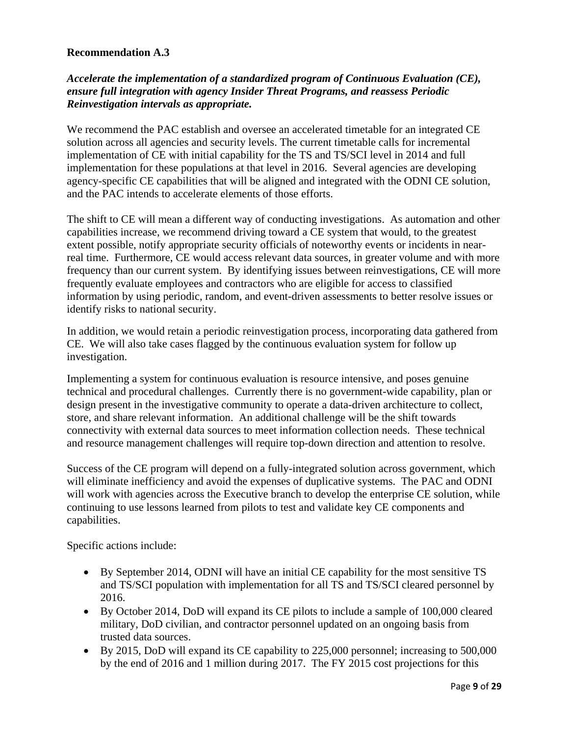**Recommendation A.3**

***Accelerate the implementation of a standardized program of Continuous Evaluation (CE), ensure full integration with agency Insider Threat Programs, and reassess Periodic Reinvestigation intervals as appropriate.***

We recommend the PAC establish and oversee an accelerated timetable for an integrated CE solution across all agencies and security levels. The current timetable calls for incremental implementation of CE with initial capability for the TS and TS/SCI level in 2014 and full implementation for these populations at that level in 2016. Several agencies are developing agency-specific CE capabilities that will be aligned and integrated with the ODNI CE solution, and the PAC intends to accelerate elements of those efforts.

The shift to CE will mean a different way of conducting investigations. As automation and other capabilities increase, we recommend driving toward a CE system that would, to the greatest extent possible, notify appropriate security officials of noteworthy events or incidents in near-real time. Furthermore, CE would access relevant data sources, in greater volume and with more frequency than our current system. By identifying issues between reinvestigations, CE will more frequently evaluate employees and contractors who are eligible for access to classified information by using periodic, random, and event-driven assessments to better resolve issues or identify risks to national security.

In addition, we would retain a periodic reinvestigation process, incorporating data gathered from CE. We will also take cases flagged by the continuous evaluation system for follow up investigation.

Implementing a system for continuous evaluation is resource intensive, and poses genuine technical and procedural challenges. Currently there is no government-wide capability, plan or design present in the investigative community to operate a data-driven architecture to collect, store, and share relevant information. An additional challenge will be the shift towards connectivity with external data sources to meet information collection needs. These technical and resource management challenges will require top-down direction and attention to resolve.

Success of the CE program will depend on a fully-integrated solution across government, which will eliminate inefficiency and avoid the expenses of duplicative systems. The PAC and ODNI will work with agencies across the Executive branch to develop the enterprise CE solution, while continuing to use lessons learned from pilots to test and validate key CE components and capabilities.

Specific actions include:

- By September 2014, ODNI will have an initial CE capability for the most sensitive TS and TS/SCI population with implementation for all TS and TS/SCI cleared personnel by 2016.
- By October 2014, DoD will expand its CE pilots to include a sample of 100,000 cleared military, DoD civilian, and contractor personnel updated on an ongoing basis from trusted data sources.
- By 2015, DoD will expand its CE capability to 225,000 personnel; increasing to 500,000 by the end of 2016 and 1 million during 2017. The FY 2015 cost projections for this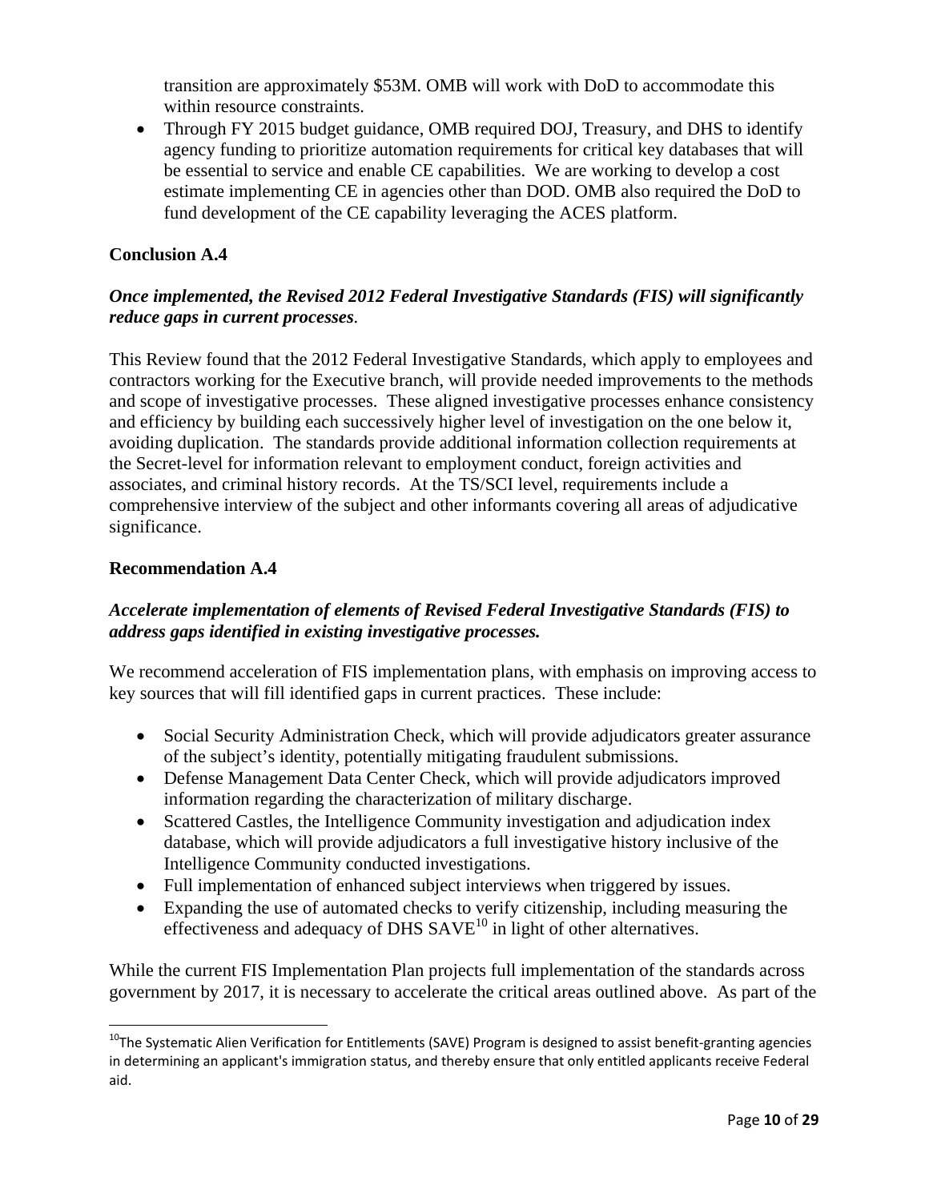transition are approximately \$53M. OMB will work with DoD to accommodate this within resource constraints.

- Through FY 2015 budget guidance, OMB required DOJ, Treasury, and DHS to identify agency funding to prioritize automation requirements for critical key databases that will be essential to service and enable CE capabilities. We are working to develop a cost estimate implementing CE in agencies other than DOD. OMB also required the DoD to fund development of the CE capability leveraging the ACES platform.

**Conclusion A.4**

***Once implemented, the Revised 2012 Federal Investigative Standards (FIS) will significantly reduce gaps in current processes*.**

This Review found that the 2012 Federal Investigative Standards, which apply to employees and contractors working for the Executive branch, will provide needed improvements to the methods and scope of investigative processes. These aligned investigative processes enhance consistency and efficiency by building each successively higher level of investigation on the one below it, avoiding duplication. The standards provide additional information collection requirements at the Secret-level for information relevant to employment conduct, foreign activities and associates, and criminal history records. At the TS/SCI level, requirements include a comprehensive interview of the subject and other informants covering all areas of adjudicative significance.

**Recommendation A.4**

***Accelerate implementation of elements of Revised Federal Investigative Standards (FIS) to address gaps identified in existing investigative processes.***

We recommend acceleration of FIS implementation plans, with emphasis on improving access to key sources that will fill identified gaps in current practices. These include:

- Social Security Administration Check, which will provide adjudicators greater assurance of the subject's identity, potentially mitigating fraudulent submissions.
- Defense Management Data Center Check, which will provide adjudicators improved information regarding the characterization of military discharge.
- Scattered Castles, the Intelligence Community investigation and adjudication index database, which will provide adjudicators a full investigative history inclusive of the Intelligence Community conducted investigations.
- Full implementation of enhanced subject interviews when triggered by issues.
- Expanding the use of automated checks to verify citizenship, including measuring the effectiveness and adequacy of DHS SAVE[10] in light of other alternatives.

While the current FIS Implementation Plan projects full implementation of the standards across government by 2017, it is necessary to accelerate the critical areas outlined above. As part of the

[10] The Systematic Alien Verification for Entitlements (SAVE) Program is designed to assist benefit-granting agencies in determining an applicant's immigration status, and thereby ensure that only entitled applicants receive Federal aid.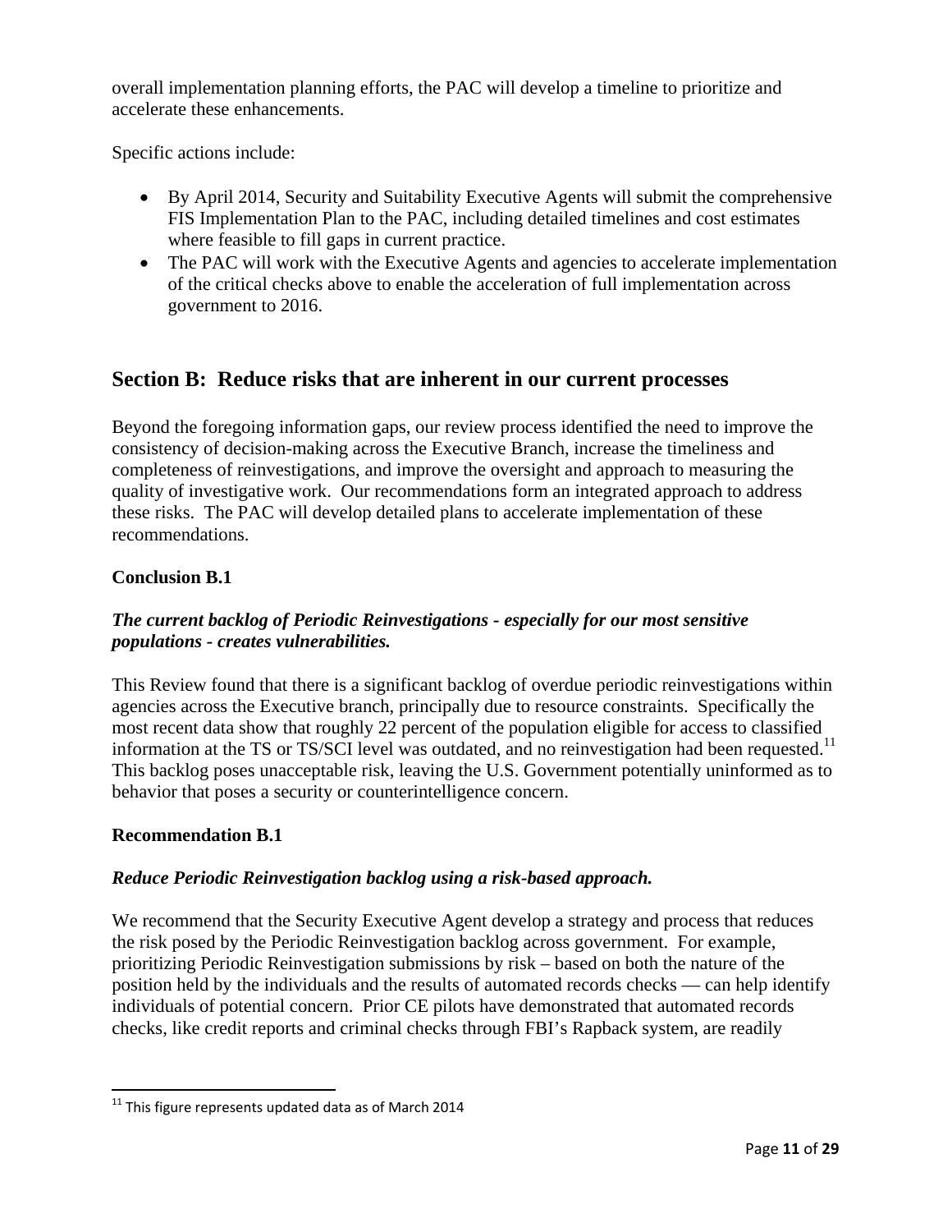overall implementation planning efforts, the PAC will develop a timeline to prioritize and accelerate these enhancements.

Specific actions include:

- By April 2014, Security and Suitability Executive Agents will submit the comprehensive FIS Implementation Plan to the PAC, including detailed timelines and cost estimates where feasible to fill gaps in current practice.
- The PAC will work with the Executive Agents and agencies to accelerate implementation of the critical checks above to enable the acceleration of full implementation across government to 2016.

## Section B: Reduce risks that are inherent in our current processes

Beyond the foregoing information gaps, our review process identified the need to improve the consistency of decision-making across the Executive Branch, increase the timeliness and completeness of reinvestigations, and improve the oversight and approach to measuring the quality of investigative work. Our recommendations form an integrated approach to address these risks. The PAC will develop detailed plans to accelerate implementation of these recommendations.

**Conclusion B.1**

***The current backlog of Periodic Reinvestigations - especially for our most sensitive populations - creates vulnerabilities.***

This Review found that there is a significant backlog of overdue periodic reinvestigations within agencies across the Executive branch, principally due to resource constraints. Specifically the most recent data show that roughly 22 percent of the population eligible for access to classified information at the TS or TS/SCI level was outdated, and no reinvestigation had been requested.[11] This backlog poses unacceptable risk, leaving the U.S. Government potentially uninformed as to behavior that poses a security or counterintelligence concern.

**Recommendation B.1**

***Reduce Periodic Reinvestigation backlog using a risk-based approach.***

We recommend that the Security Executive Agent develop a strategy and process that reduces the risk posed by the Periodic Reinvestigation backlog across government. For example, prioritizing Periodic Reinvestigation submissions by risk – based on both the nature of the position held by the individuals and the results of automated records checks — can help identify individuals of potential concern. Prior CE pilots have demonstrated that automated records checks, like credit reports and criminal checks through FBI's Rapback system, are readily

[11] This figure represents updated data as of March 2014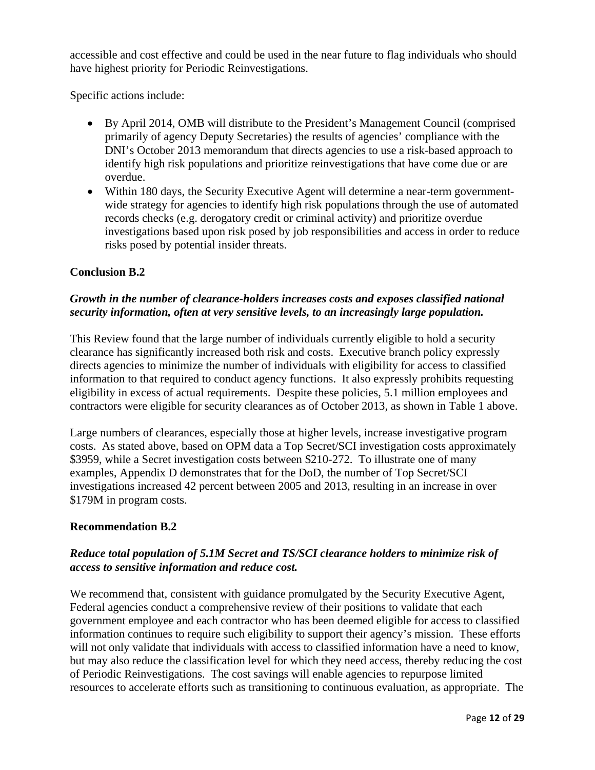accessible and cost effective and could be used in the near future to flag individuals who should have highest priority for Periodic Reinvestigations.

Specific actions include:

- By April 2014, OMB will distribute to the President's Management Council (comprised primarily of agency Deputy Secretaries) the results of agencies' compliance with the DNI's October 2013 memorandum that directs agencies to use a risk-based approach to identify high risk populations and prioritize reinvestigations that have come due or are overdue.
- Within 180 days, the Security Executive Agent will determine a near-term government-wide strategy for agencies to identify high risk populations through the use of automated records checks (e.g. derogatory credit or criminal activity) and prioritize overdue investigations based upon risk posed by job responsibilities and access in order to reduce risks posed by potential insider threats.

**Conclusion B.2**

***Growth in the number of clearance-holders increases costs and exposes classified national security information, often at very sensitive levels, to an increasingly large population.***

This Review found that the large number of individuals currently eligible to hold a security clearance has significantly increased both risk and costs. Executive branch policy expressly directs agencies to minimize the number of individuals with eligibility for access to classified information to that required to conduct agency functions. It also expressly prohibits requesting eligibility in excess of actual requirements. Despite these policies, 5.1 million employees and contractors were eligible for security clearances as of October 2013, as shown in Table 1 above.

Large numbers of clearances, especially those at higher levels, increase investigative program costs. As stated above, based on OPM data a Top Secret/SCI investigation costs approximately $3959, while a Secret investigation costs between $210-272. To illustrate one of many examples, Appendix D demonstrates that for the DoD, the number of Top Secret/SCI investigations increased 42 percent between 2005 and 2013, resulting in an increase in over $179M in program costs.

**Recommendation B.2**

***Reduce total population of 5.1M Secret and TS/SCI clearance holders to minimize risk of access to sensitive information and reduce cost.***

We recommend that, consistent with guidance promulgated by the Security Executive Agent, Federal agencies conduct a comprehensive review of their positions to validate that each government employee and each contractor who has been deemed eligible for access to classified information continues to require such eligibility to support their agency's mission. These efforts will not only validate that individuals with access to classified information have a need to know, but may also reduce the classification level for which they need access, thereby reducing the cost of Periodic Reinvestigations. The cost savings will enable agencies to repurpose limited resources to accelerate efforts such as transitioning to continuous evaluation, as appropriate. The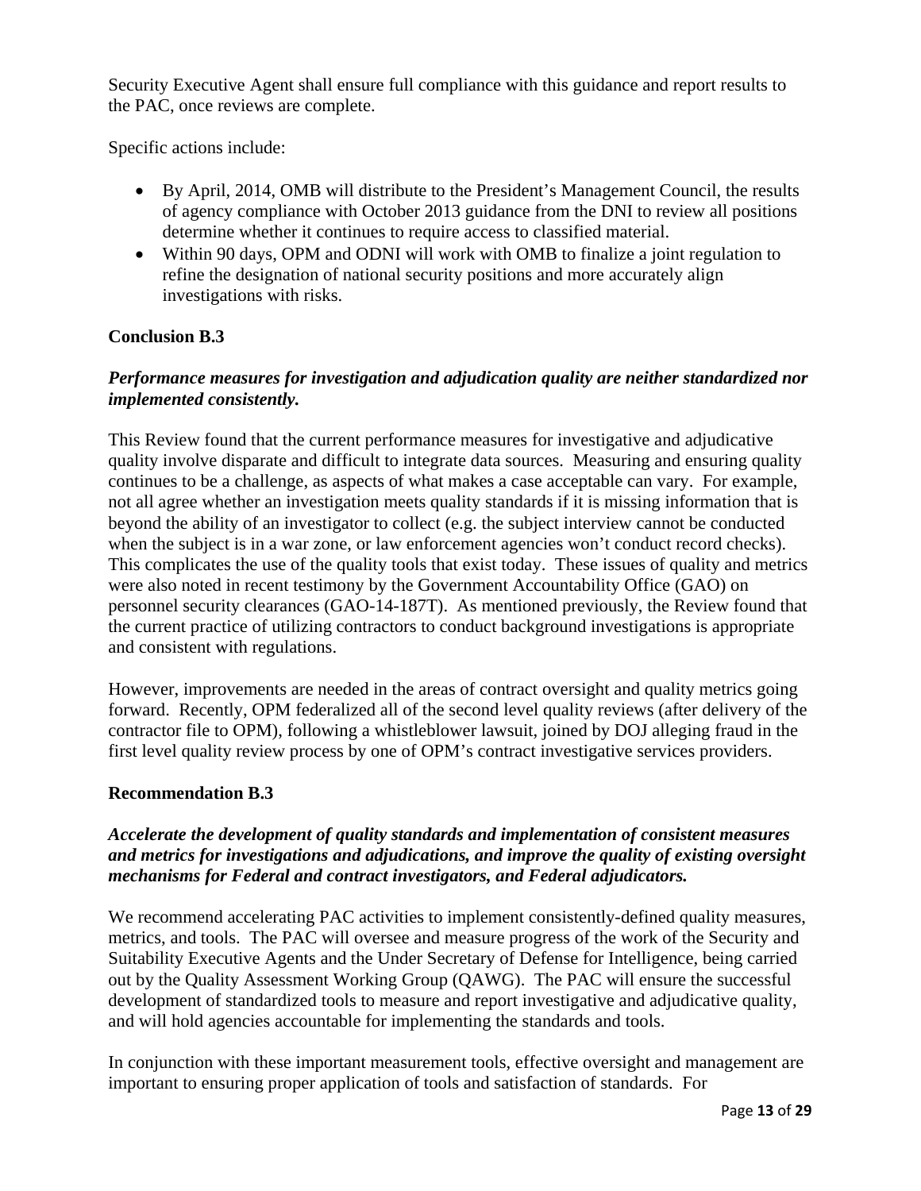Security Executive Agent shall ensure full compliance with this guidance and report results to the PAC, once reviews are complete.

Specific actions include:

- By April, 2014, OMB will distribute to the President's Management Council, the results of agency compliance with October 2013 guidance from the DNI to review all positions determine whether it continues to require access to classified material.
- Within 90 days, OPM and ODNI will work with OMB to finalize a joint regulation to refine the designation of national security positions and more accurately align investigations with risks.

**Conclusion B.3**

***Performance measures for investigation and adjudication quality are neither standardized nor implemented consistently.***

This Review found that the current performance measures for investigative and adjudicative quality involve disparate and difficult to integrate data sources. Measuring and ensuring quality continues to be a challenge, as aspects of what makes a case acceptable can vary. For example, not all agree whether an investigation meets quality standards if it is missing information that is beyond the ability of an investigator to collect (e.g. the subject interview cannot be conducted when the subject is in a war zone, or law enforcement agencies won't conduct record checks). This complicates the use of the quality tools that exist today. These issues of quality and metrics were also noted in recent testimony by the Government Accountability Office (GAO) on personnel security clearances (GAO-14-187T). As mentioned previously, the Review found that the current practice of utilizing contractors to conduct background investigations is appropriate and consistent with regulations.

However, improvements are needed in the areas of contract oversight and quality metrics going forward. Recently, OPM federalized all of the second level quality reviews (after delivery of the contractor file to OPM), following a whistleblower lawsuit, joined by DOJ alleging fraud in the first level quality review process by one of OPM's contract investigative services providers.

**Recommendation B.3**

***Accelerate the development of quality standards and implementation of consistent measures and metrics for investigations and adjudications, and improve the quality of existing oversight mechanisms for Federal and contract investigators, and Federal adjudicators.***

We recommend accelerating PAC activities to implement consistently-defined quality measures, metrics, and tools. The PAC will oversee and measure progress of the work of the Security and Suitability Executive Agents and the Under Secretary of Defense for Intelligence, being carried out by the Quality Assessment Working Group (QAWG). The PAC will ensure the successful development of standardized tools to measure and report investigative and adjudicative quality, and will hold agencies accountable for implementing the standards and tools.

In conjunction with these important measurement tools, effective oversight and management are important to ensuring proper application of tools and satisfaction of standards. For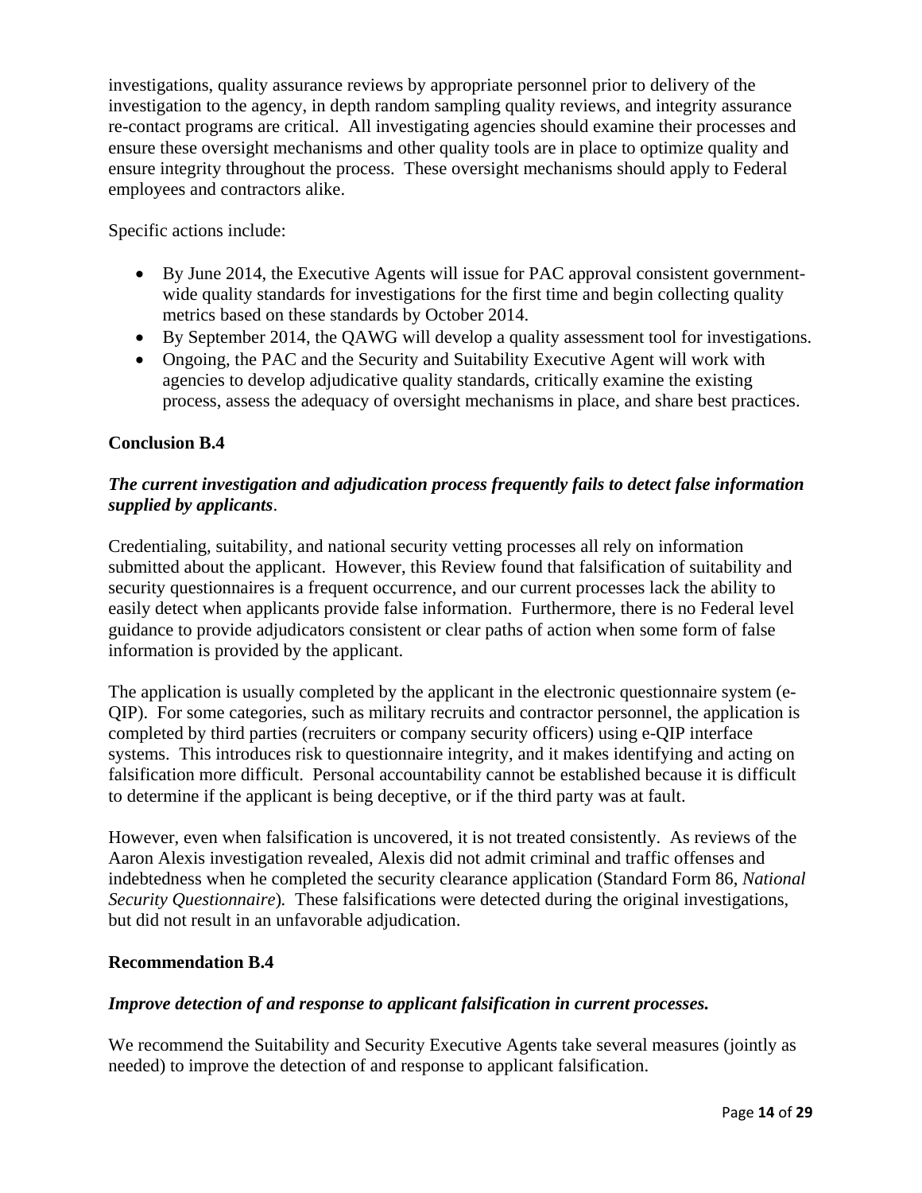investigations, quality assurance reviews by appropriate personnel prior to delivery of the investigation to the agency, in depth random sampling quality reviews, and integrity assurance re-contact programs are critical. All investigating agencies should examine their processes and ensure these oversight mechanisms and other quality tools are in place to optimize quality and ensure integrity throughout the process. These oversight mechanisms should apply to Federal employees and contractors alike.

Specific actions include:

- By June 2014, the Executive Agents will issue for PAC approval consistent government-wide quality standards for investigations for the first time and begin collecting quality metrics based on these standards by October 2014.
- By September 2014, the QAWG will develop a quality assessment tool for investigations.
- Ongoing, the PAC and the Security and Suitability Executive Agent will work with agencies to develop adjudicative quality standards, critically examine the existing process, assess the adequacy of oversight mechanisms in place, and share best practices.

**Conclusion B.4**

***The current investigation and adjudication process frequently fails to detect false information supplied by applicants***.

Credentialing, suitability, and national security vetting processes all rely on information submitted about the applicant. However, this Review found that falsification of suitability and security questionnaires is a frequent occurrence, and our current processes lack the ability to easily detect when applicants provide false information. Furthermore, there is no Federal level guidance to provide adjudicators consistent or clear paths of action when some form of false information is provided by the applicant.

The application is usually completed by the applicant in the electronic questionnaire system (e-QIP). For some categories, such as military recruits and contractor personnel, the application is completed by third parties (recruiters or company security officers) using e-QIP interface systems. This introduces risk to questionnaire integrity, and it makes identifying and acting on falsification more difficult. Personal accountability cannot be established because it is difficult to determine if the applicant is being deceptive, or if the third party was at fault.

However, even when falsification is uncovered, it is not treated consistently. As reviews of the Aaron Alexis investigation revealed, Alexis did not admit criminal and traffic offenses and indebtedness when he completed the security clearance application (Standard Form 86, *National Security Questionnaire*). These falsifications were detected during the original investigations, but did not result in an unfavorable adjudication.

**Recommendation B.4**

***Improve detection of and response to applicant falsification in current processes.***

We recommend the Suitability and Security Executive Agents take several measures (jointly as needed) to improve the detection of and response to applicant falsification.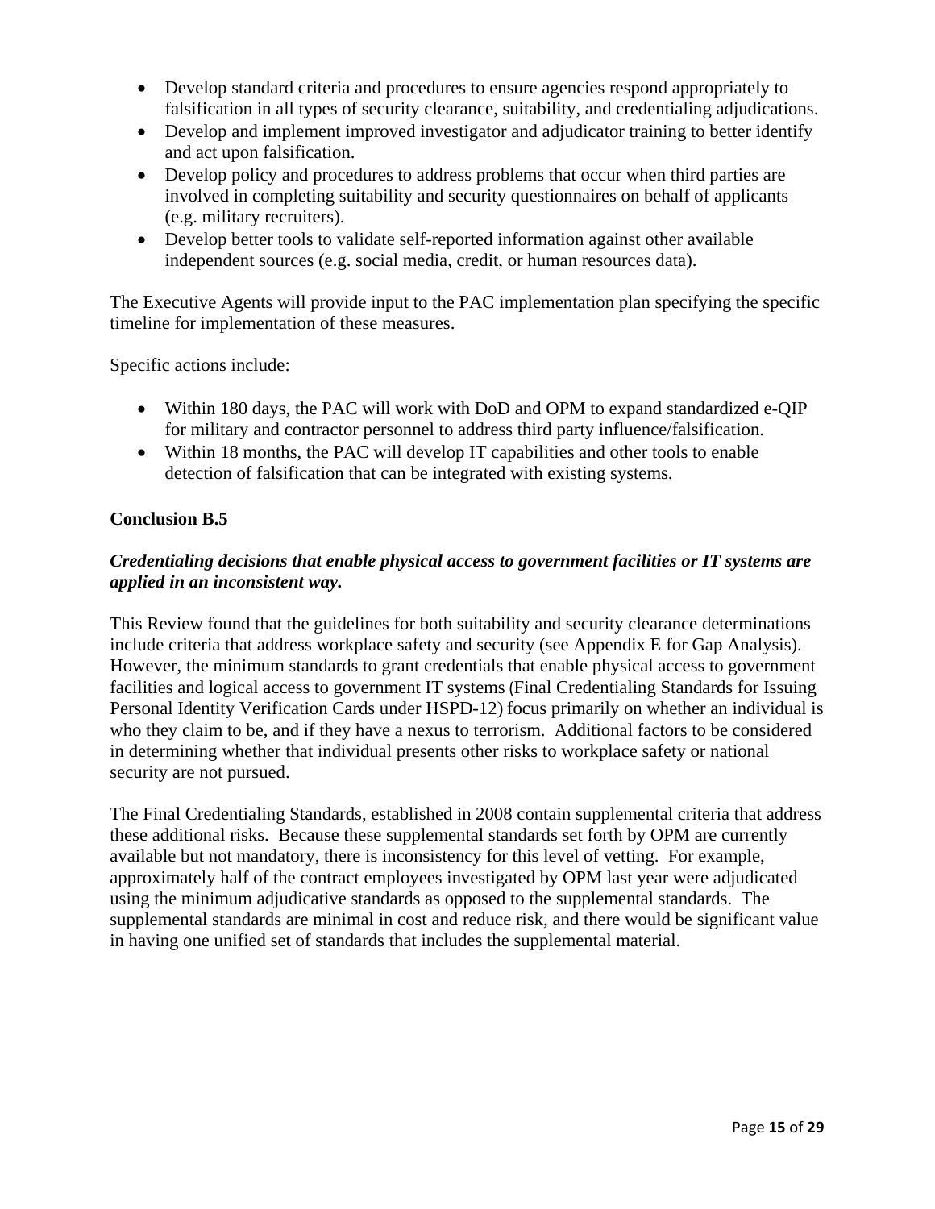- Develop standard criteria and procedures to ensure agencies respond appropriately to falsification in all types of security clearance, suitability, and credentialing adjudications.
- Develop and implement improved investigator and adjudicator training to better identify and act upon falsification.
- Develop policy and procedures to address problems that occur when third parties are involved in completing suitability and security questionnaires on behalf of applicants (e.g. military recruiters).
- Develop better tools to validate self-reported information against other available independent sources (e.g. social media, credit, or human resources data).

The Executive Agents will provide input to the PAC implementation plan specifying the specific timeline for implementation of these measures.

Specific actions include:

- Within 180 days, the PAC will work with DoD and OPM to expand standardized e-QIP for military and contractor personnel to address third party influence/falsification.
- Within 18 months, the PAC will develop IT capabilities and other tools to enable detection of falsification that can be integrated with existing systems.

**Conclusion B.5**

***Credentialing decisions that enable physical access to government facilities or IT systems are applied in an inconsistent way.***

This Review found that the guidelines for both suitability and security clearance determinations include criteria that address workplace safety and security (see Appendix E for Gap Analysis). However, the minimum standards to grant credentials that enable physical access to government facilities and logical access to government IT systems (Final Credentialing Standards for Issuing Personal Identity Verification Cards under HSPD-12) focus primarily on whether an individual is who they claim to be, and if they have a nexus to terrorism. Additional factors to be considered in determining whether that individual presents other risks to workplace safety or national security are not pursued.

The Final Credentialing Standards, established in 2008 contain supplemental criteria that address these additional risks. Because these supplemental standards set forth by OPM are currently available but not mandatory, there is inconsistency for this level of vetting. For example, approximately half of the contract employees investigated by OPM last year were adjudicated using the minimum adjudicative standards as opposed to the supplemental standards. The supplemental standards are minimal in cost and reduce risk, and there would be significant value in having one unified set of standards that includes the supplemental material.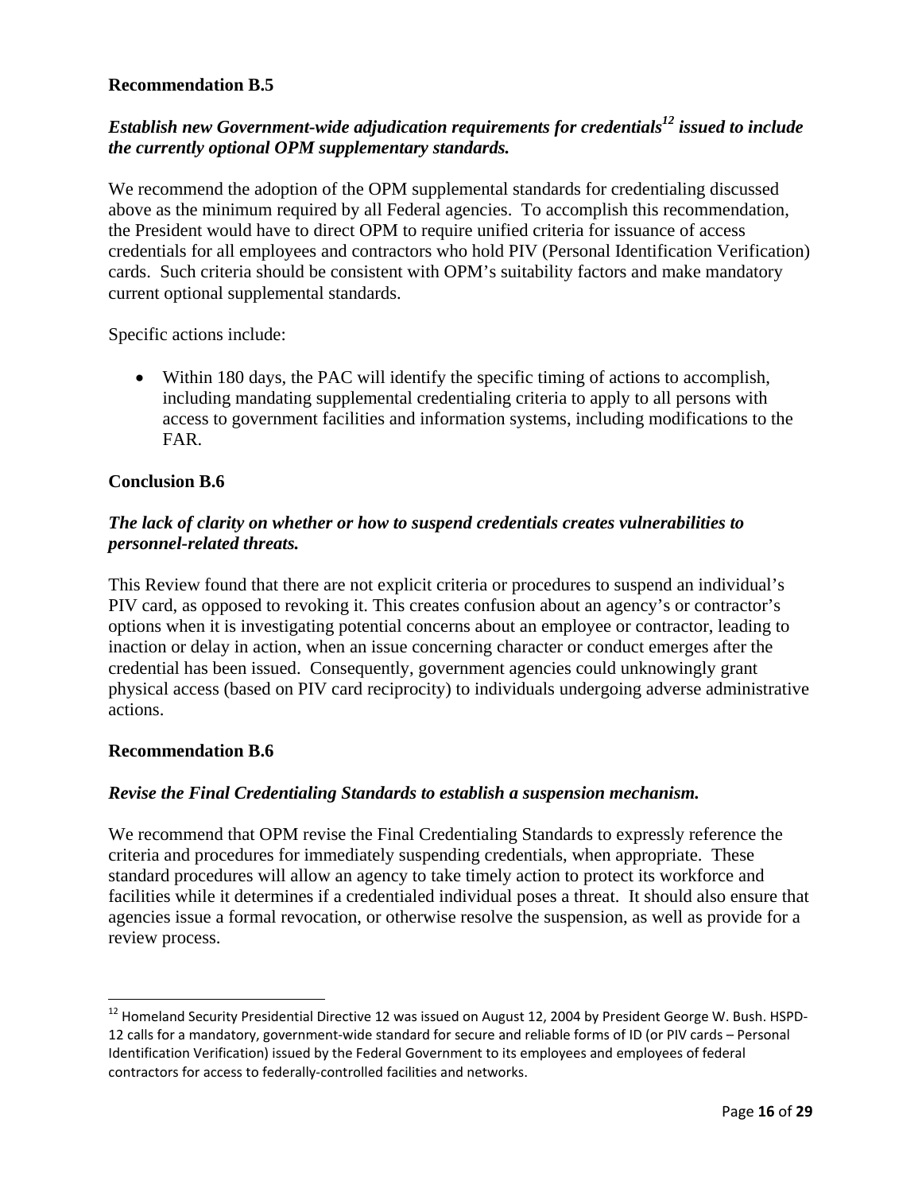**Recommendation B.5**

***Establish new Government-wide adjudication requirements for credentials[12] issued to include the currently optional OPM supplementary standards.***

We recommend the adoption of the OPM supplemental standards for credentialing discussed above as the minimum required by all Federal agencies. To accomplish this recommendation, the President would have to direct OPM to require unified criteria for issuance of access credentials for all employees and contractors who hold PIV (Personal Identification Verification) cards. Such criteria should be consistent with OPM's suitability factors and make mandatory current optional supplemental standards.

Specific actions include:

- Within 180 days, the PAC will identify the specific timing of actions to accomplish, including mandating supplemental credentialing criteria to apply to all persons with access to government facilities and information systems, including modifications to the FAR.

**Conclusion B.6**

***The lack of clarity on whether or how to suspend credentials creates vulnerabilities to personnel-related threats.***

This Review found that there are not explicit criteria or procedures to suspend an individual's PIV card, as opposed to revoking it. This creates confusion about an agency's or contractor's options when it is investigating potential concerns about an employee or contractor, leading to inaction or delay in action, when an issue concerning character or conduct emerges after the credential has been issued. Consequently, government agencies could unknowingly grant physical access (based on PIV card reciprocity) to individuals undergoing adverse administrative actions.

**Recommendation B.6**

***Revise the Final Credentialing Standards to establish a suspension mechanism.***

We recommend that OPM revise the Final Credentialing Standards to expressly reference the criteria and procedures for immediately suspending credentials, when appropriate. These standard procedures will allow an agency to take timely action to protect its workforce and facilities while it determines if a credentialed individual poses a threat. It should also ensure that agencies issue a formal revocation, or otherwise resolve the suspension, as well as provide for a review process.

---

[12] Homeland Security Presidential Directive 12 was issued on August 12, 2004 by President George W. Bush. HSPD-12 calls for a mandatory, government-wide standard for secure and reliable forms of ID (or PIV cards – Personal Identification Verification) issued by the Federal Government to its employees and employees of federal contractors for access to federally-controlled facilities and networks.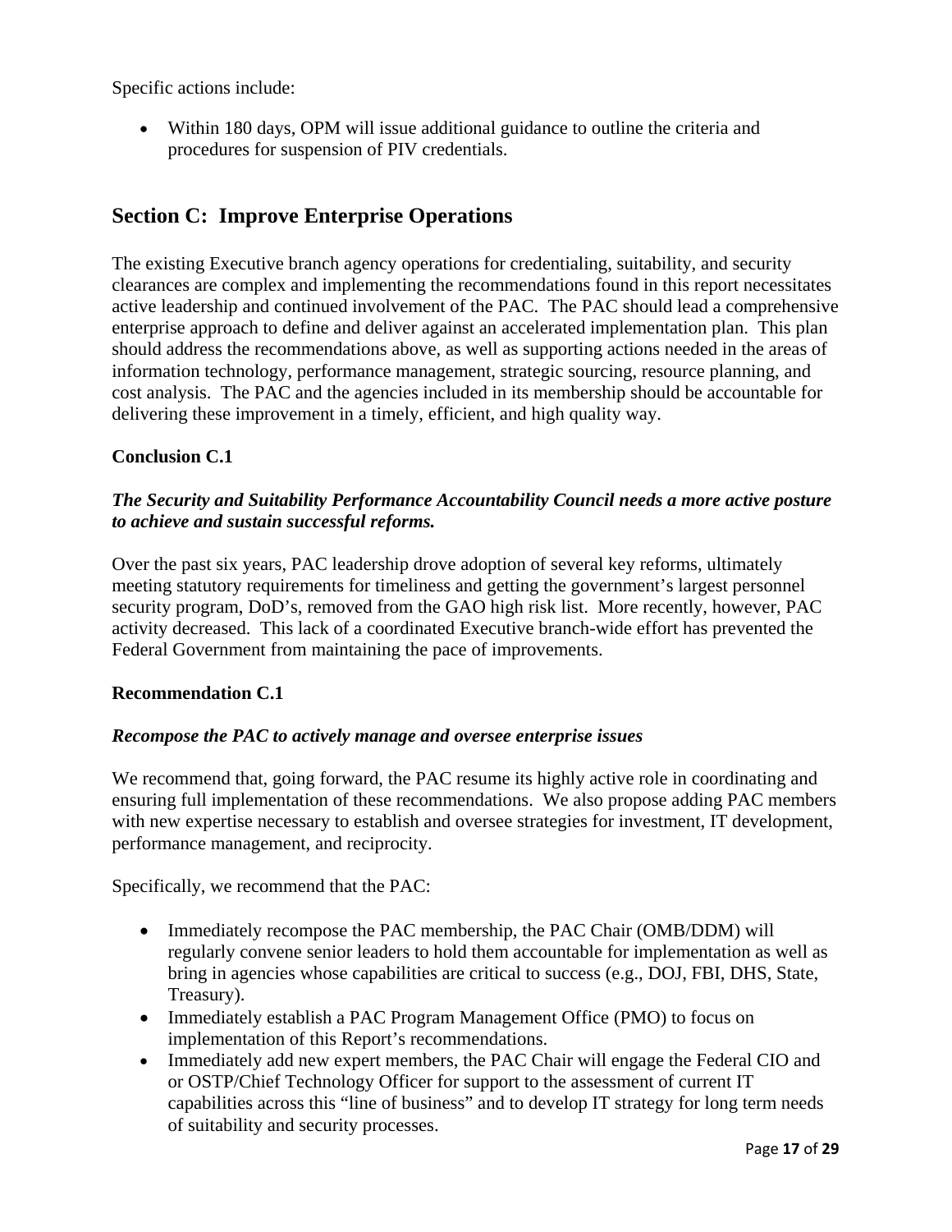Specific actions include:

- Within 180 days, OPM will issue additional guidance to outline the criteria and procedures for suspension of PIV credentials.

## Section C: Improve Enterprise Operations

The existing Executive branch agency operations for credentialing, suitability, and security clearances are complex and implementing the recommendations found in this report necessitates active leadership and continued involvement of the PAC. The PAC should lead a comprehensive enterprise approach to define and deliver against an accelerated implementation plan. This plan should address the recommendations above, as well as supporting actions needed in the areas of information technology, performance management, strategic sourcing, resource planning, and cost analysis. The PAC and the agencies included in its membership should be accountable for delivering these improvement in a timely, efficient, and high quality way.

**Conclusion C.1**

***The Security and Suitability Performance Accountability Council needs a more active posture to achieve and sustain successful reforms.***

Over the past six years, PAC leadership drove adoption of several key reforms, ultimately meeting statutory requirements for timeliness and getting the government's largest personnel security program, DoD's, removed from the GAO high risk list. More recently, however, PAC activity decreased. This lack of a coordinated Executive branch-wide effort has prevented the Federal Government from maintaining the pace of improvements.

**Recommendation C.1**

***Recompose the PAC to actively manage and oversee enterprise issues***

We recommend that, going forward, the PAC resume its highly active role in coordinating and ensuring full implementation of these recommendations. We also propose adding PAC members with new expertise necessary to establish and oversee strategies for investment, IT development, performance management, and reciprocity.

Specifically, we recommend that the PAC:

- Immediately recompose the PAC membership, the PAC Chair (OMB/DDM) will regularly convene senior leaders to hold them accountable for implementation as well as bring in agencies whose capabilities are critical to success (e.g., DOJ, FBI, DHS, State, Treasury).
- Immediately establish a PAC Program Management Office (PMO) to focus on implementation of this Report's recommendations.
- Immediately add new expert members, the PAC Chair will engage the Federal CIO and or OSTP/Chief Technology Officer for support to the assessment of current IT capabilities across this "line of business" and to develop IT strategy for long term needs of suitability and security processes.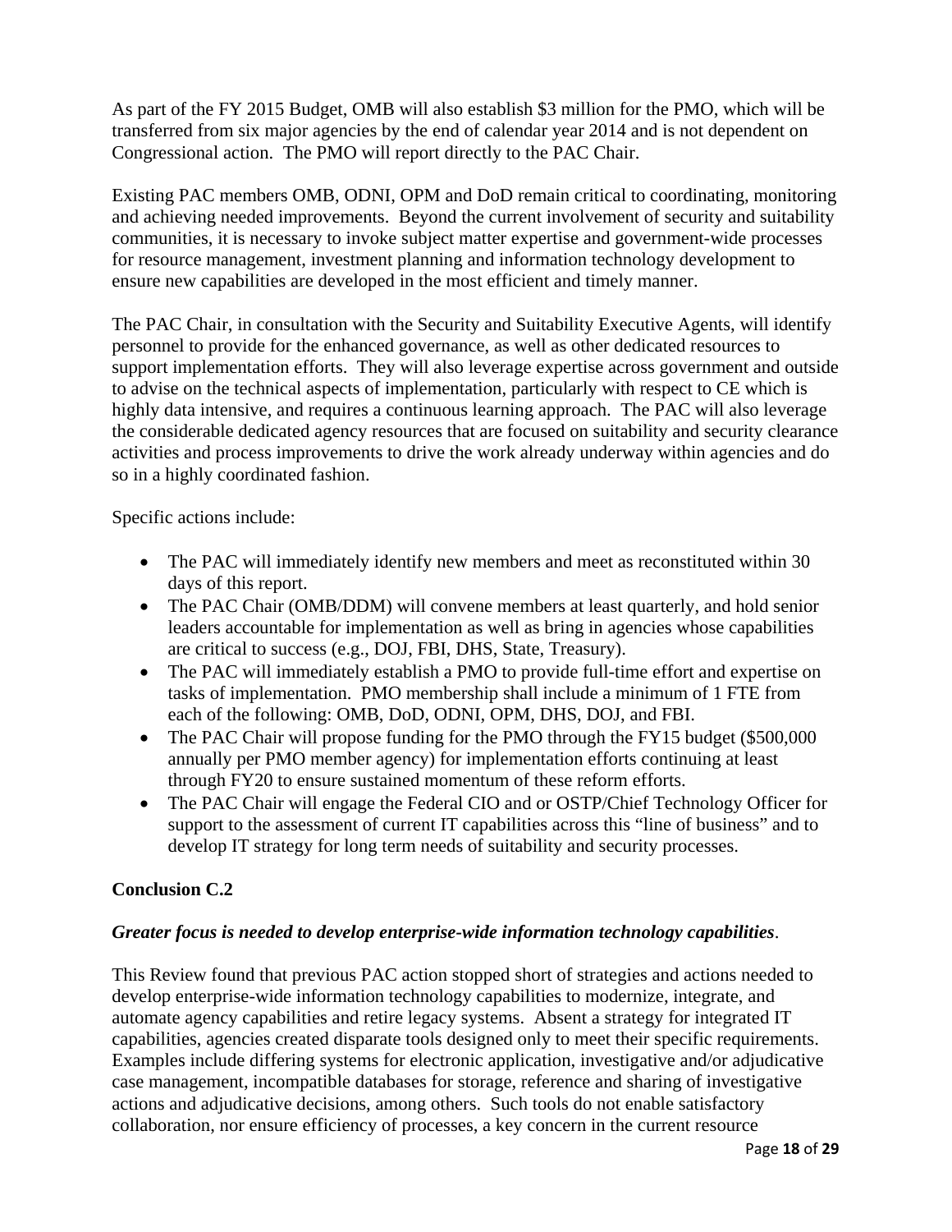As part of the FY 2015 Budget, OMB will also establish $3 million for the PMO, which will be transferred from six major agencies by the end of calendar year 2014 and is not dependent on Congressional action. The PMO will report directly to the PAC Chair.

Existing PAC members OMB, ODNI, OPM and DoD remain critical to coordinating, monitoring and achieving needed improvements. Beyond the current involvement of security and suitability communities, it is necessary to invoke subject matter expertise and government-wide processes for resource management, investment planning and information technology development to ensure new capabilities are developed in the most efficient and timely manner.

The PAC Chair, in consultation with the Security and Suitability Executive Agents, will identify personnel to provide for the enhanced governance, as well as other dedicated resources to support implementation efforts. They will also leverage expertise across government and outside to advise on the technical aspects of implementation, particularly with respect to CE which is highly data intensive, and requires a continuous learning approach. The PAC will also leverage the considerable dedicated agency resources that are focused on suitability and security clearance activities and process improvements to drive the work already underway within agencies and do so in a highly coordinated fashion.

Specific actions include:

- The PAC will immediately identify new members and meet as reconstituted within 30 days of this report.
- The PAC Chair (OMB/DDM) will convene members at least quarterly, and hold senior leaders accountable for implementation as well as bring in agencies whose capabilities are critical to success (e.g., DOJ, FBI, DHS, State, Treasury).
- The PAC will immediately establish a PMO to provide full-time effort and expertise on tasks of implementation. PMO membership shall include a minimum of 1 FTE from each of the following: OMB, DoD, ODNI, OPM, DHS, DOJ, and FBI.
- The PAC Chair will propose funding for the PMO through the FY15 budget ($500,000 annually per PMO member agency) for implementation efforts continuing at least through FY20 to ensure sustained momentum of these reform efforts.
- The PAC Chair will engage the Federal CIO and or OSTP/Chief Technology Officer for support to the assessment of current IT capabilities across this "line of business" and to develop IT strategy for long term needs of suitability and security processes.

**Conclusion C.2**

***Greater focus is needed to develop enterprise-wide information technology capabilities***.

This Review found that previous PAC action stopped short of strategies and actions needed to develop enterprise-wide information technology capabilities to modernize, integrate, and automate agency capabilities and retire legacy systems. Absent a strategy for integrated IT capabilities, agencies created disparate tools designed only to meet their specific requirements. Examples include differing systems for electronic application, investigative and/or adjudicative case management, incompatible databases for storage, reference and sharing of investigative actions and adjudicative decisions, among others. Such tools do not enable satisfactory collaboration, nor ensure efficiency of processes, a key concern in the current resource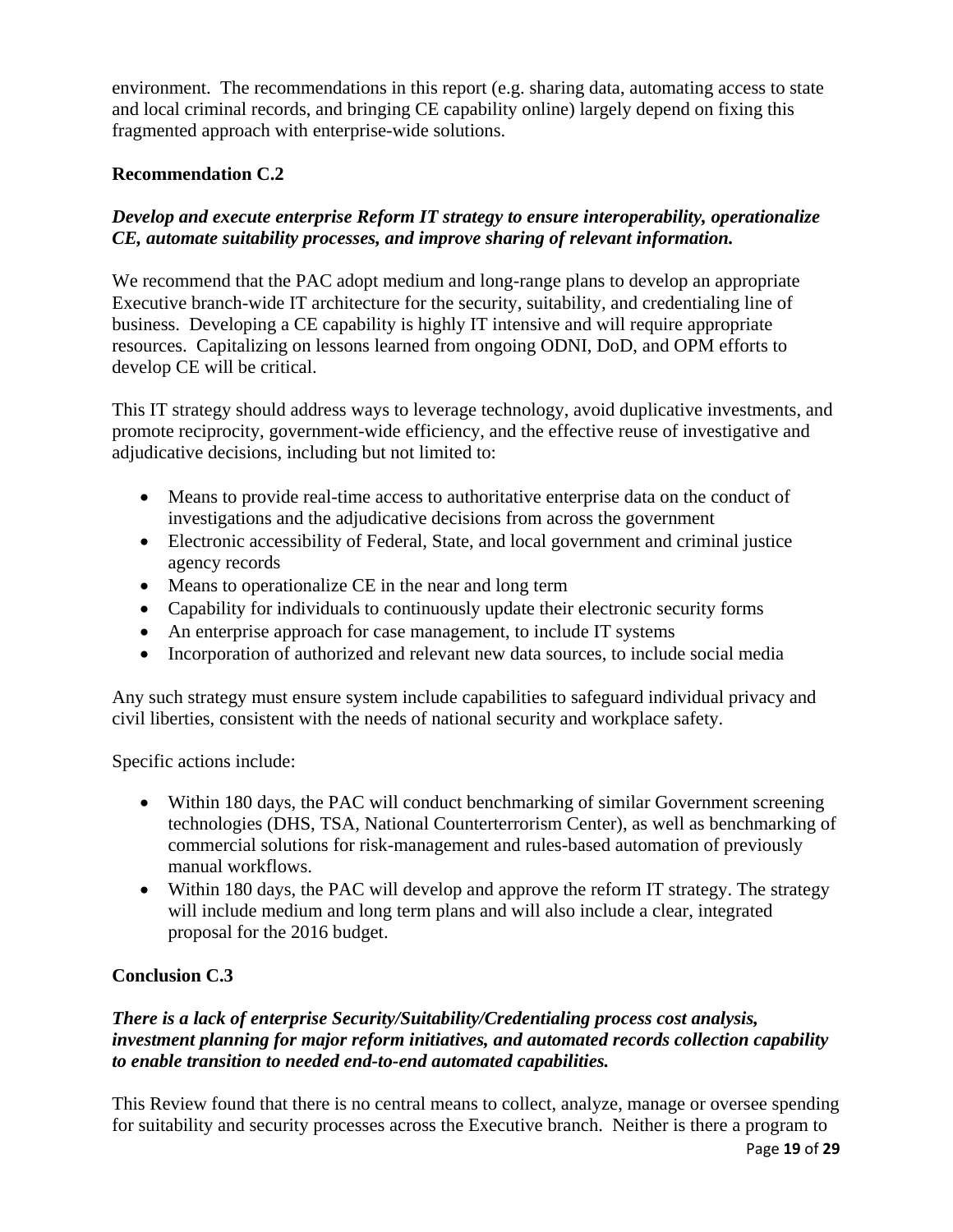environment. The recommendations in this report (e.g. sharing data, automating access to state and local criminal records, and bringing CE capability online) largely depend on fixing this fragmented approach with enterprise-wide solutions.

**Recommendation C.2**

***Develop and execute enterprise Reform IT strategy to ensure interoperability, operationalize CE, automate suitability processes, and improve sharing of relevant information.***

We recommend that the PAC adopt medium and long-range plans to develop an appropriate Executive branch-wide IT architecture for the security, suitability, and credentialing line of business. Developing a CE capability is highly IT intensive and will require appropriate resources. Capitalizing on lessons learned from ongoing ODNI, DoD, and OPM efforts to develop CE will be critical.

This IT strategy should address ways to leverage technology, avoid duplicative investments, and promote reciprocity, government-wide efficiency, and the effective reuse of investigative and adjudicative decisions, including but not limited to:

- Means to provide real-time access to authoritative enterprise data on the conduct of investigations and the adjudicative decisions from across the government
- Electronic accessibility of Federal, State, and local government and criminal justice agency records
- Means to operationalize CE in the near and long term
- Capability for individuals to continuously update their electronic security forms
- An enterprise approach for case management, to include IT systems
- Incorporation of authorized and relevant new data sources, to include social media

Any such strategy must ensure system include capabilities to safeguard individual privacy and civil liberties, consistent with the needs of national security and workplace safety.

Specific actions include:

- Within 180 days, the PAC will conduct benchmarking of similar Government screening technologies (DHS, TSA, National Counterterrorism Center), as well as benchmarking of commercial solutions for risk-management and rules-based automation of previously manual workflows.
- Within 180 days, the PAC will develop and approve the reform IT strategy. The strategy will include medium and long term plans and will also include a clear, integrated proposal for the 2016 budget.

**Conclusion C.3**

***There is a lack of enterprise Security/Suitability/Credentialing process cost analysis, investment planning for major reform initiatives, and automated records collection capability to enable transition to needed end-to-end automated capabilities.***

This Review found that there is no central means to collect, analyze, manage or oversee spending for suitability and security processes across the Executive branch. Neither is there a program to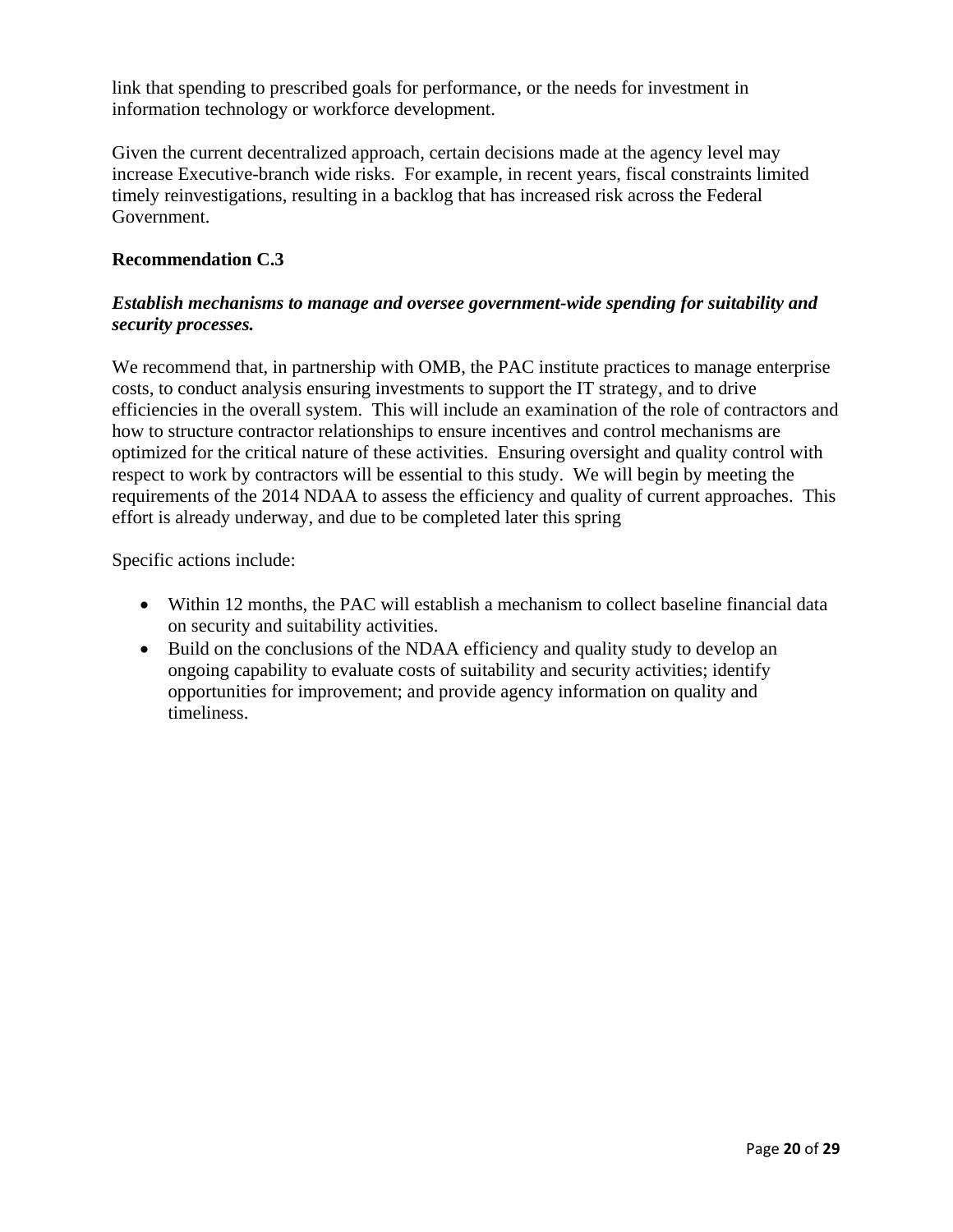link that spending to prescribed goals for performance, or the needs for investment in information technology or workforce development.

Given the current decentralized approach, certain decisions made at the agency level may increase Executive-branch wide risks. For example, in recent years, fiscal constraints limited timely reinvestigations, resulting in a backlog that has increased risk across the Federal Government.

**Recommendation C.3**

***Establish mechanisms to manage and oversee government-wide spending for suitability and security processes.***

We recommend that, in partnership with OMB, the PAC institute practices to manage enterprise costs, to conduct analysis ensuring investments to support the IT strategy, and to drive efficiencies in the overall system. This will include an examination of the role of contractors and how to structure contractor relationships to ensure incentives and control mechanisms are optimized for the critical nature of these activities. Ensuring oversight and quality control with respect to work by contractors will be essential to this study. We will begin by meeting the requirements of the 2014 NDAA to assess the efficiency and quality of current approaches. This effort is already underway, and due to be completed later this spring

Specific actions include:

- Within 12 months, the PAC will establish a mechanism to collect baseline financial data on security and suitability activities.
- Build on the conclusions of the NDAA efficiency and quality study to develop an ongoing capability to evaluate costs of suitability and security activities; identify opportunities for improvement; and provide agency information on quality and timeliness.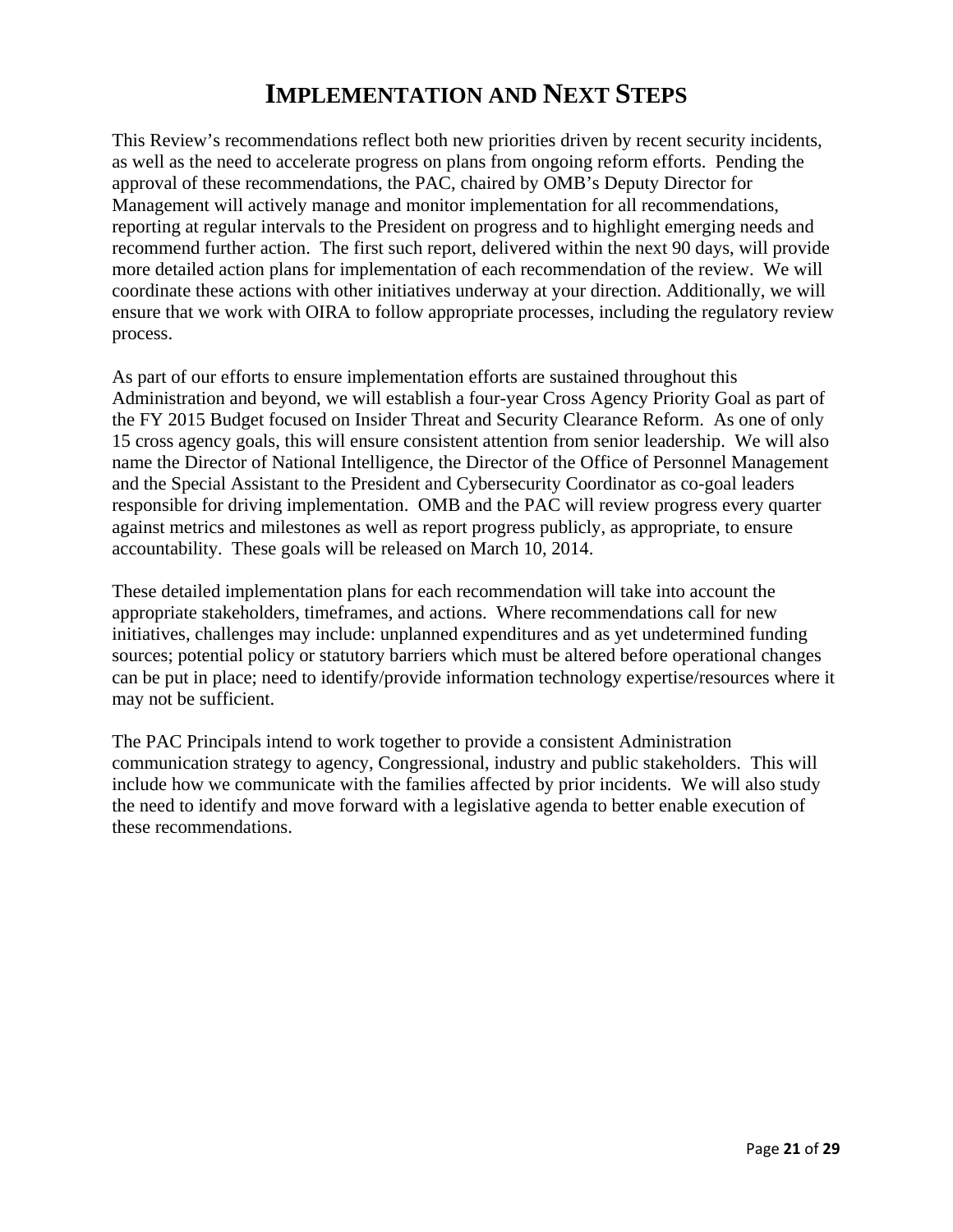# Implementation and Next Steps

This Review's recommendations reflect both new priorities driven by recent security incidents, as well as the need to accelerate progress on plans from ongoing reform efforts. Pending the approval of these recommendations, the PAC, chaired by OMB's Deputy Director for Management will actively manage and monitor implementation for all recommendations, reporting at regular intervals to the President on progress and to highlight emerging needs and recommend further action. The first such report, delivered within the next 90 days, will provide more detailed action plans for implementation of each recommendation of the review. We will coordinate these actions with other initiatives underway at your direction. Additionally, we will ensure that we work with OIRA to follow appropriate processes, including the regulatory review process.

As part of our efforts to ensure implementation efforts are sustained throughout this Administration and beyond, we will establish a four-year Cross Agency Priority Goal as part of the FY 2015 Budget focused on Insider Threat and Security Clearance Reform. As one of only 15 cross agency goals, this will ensure consistent attention from senior leadership. We will also name the Director of National Intelligence, the Director of the Office of Personnel Management and the Special Assistant to the President and Cybersecurity Coordinator as co-goal leaders responsible for driving implementation. OMB and the PAC will review progress every quarter against metrics and milestones as well as report progress publicly, as appropriate, to ensure accountability. These goals will be released on March 10, 2014.

These detailed implementation plans for each recommendation will take into account the appropriate stakeholders, timeframes, and actions. Where recommendations call for new initiatives, challenges may include: unplanned expenditures and as yet undetermined funding sources; potential policy or statutory barriers which must be altered before operational changes can be put in place; need to identify/provide information technology expertise/resources where it may not be sufficient.

The PAC Principals intend to work together to provide a consistent Administration communication strategy to agency, Congressional, industry and public stakeholders. This will include how we communicate with the families affected by prior incidents. We will also study the need to identify and move forward with a legislative agenda to better enable execution of these recommendations.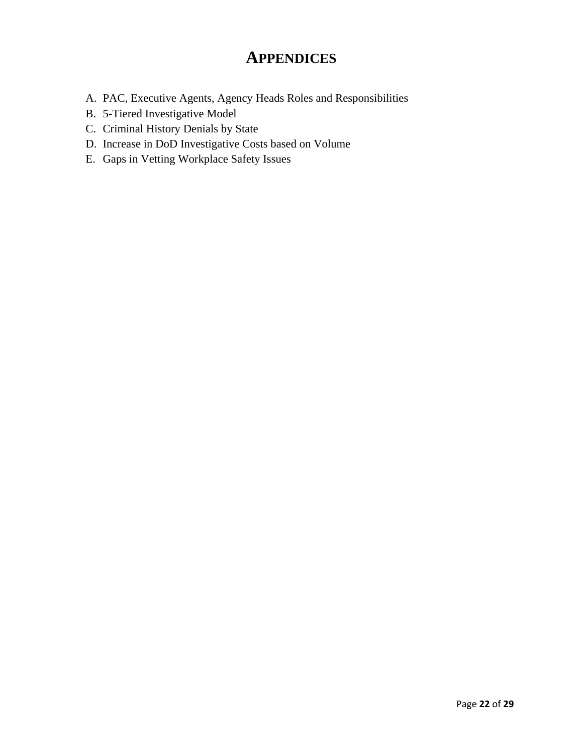# APPENDICES

A. PAC, Executive Agents, Agency Heads Roles and Responsibilities
B. 5-Tiered Investigative Model
C. Criminal History Denials by State
D. Increase in DoD Investigative Costs based on Volume
E. Gaps in Vetting Workplace Safety Issues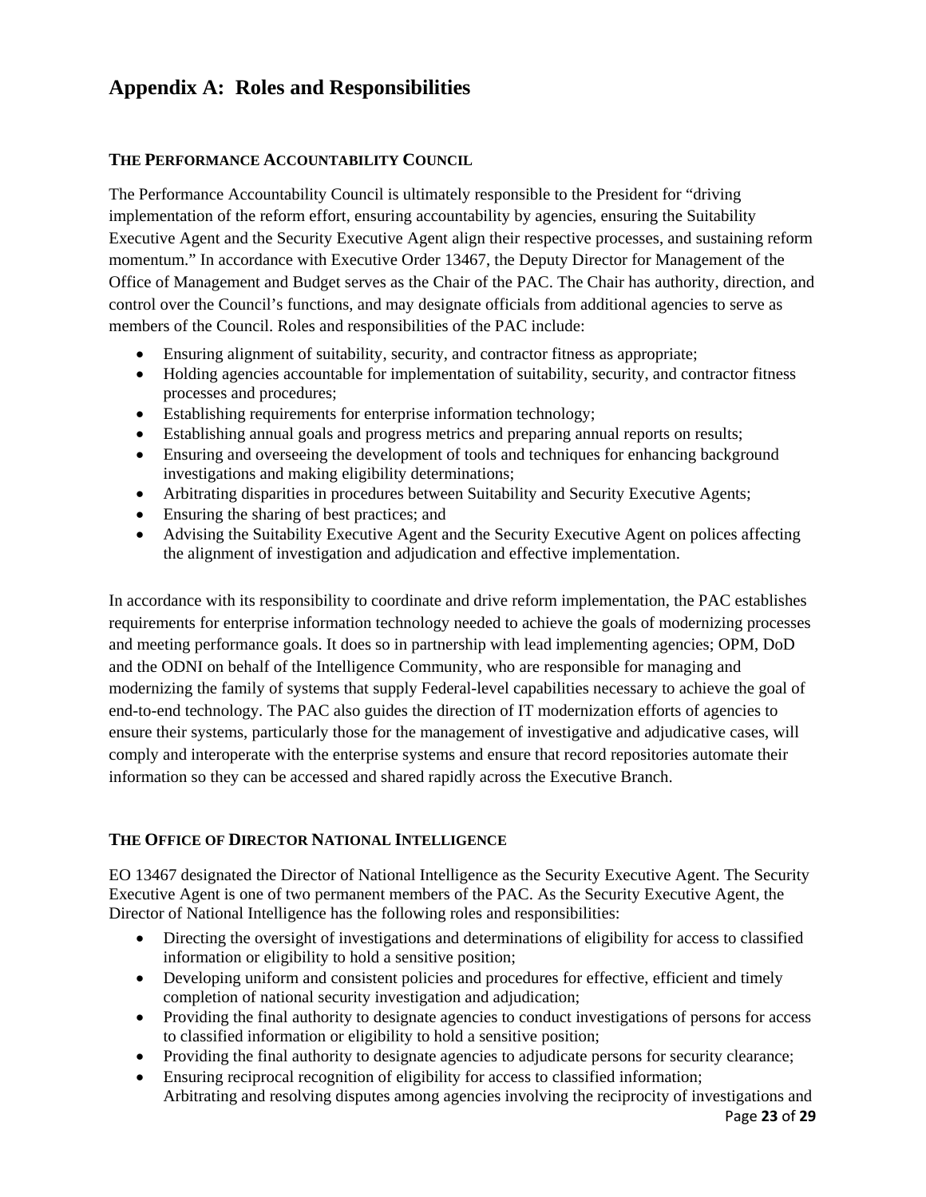# Appendix A: Roles and Responsibilities

### THE PERFORMANCE ACCOUNTABILITY COUNCIL

The Performance Accountability Council is ultimately responsible to the President for "driving implementation of the reform effort, ensuring accountability by agencies, ensuring the Suitability Executive Agent and the Security Executive Agent align their respective processes, and sustaining reform momentum." In accordance with Executive Order 13467, the Deputy Director for Management of the Office of Management and Budget serves as the Chair of the PAC. The Chair has authority, direction, and control over the Council's functions, and may designate officials from additional agencies to serve as members of the Council. Roles and responsibilities of the PAC include:

- Ensuring alignment of suitability, security, and contractor fitness as appropriate;
- Holding agencies accountable for implementation of suitability, security, and contractor fitness processes and procedures;
- Establishing requirements for enterprise information technology;
- Establishing annual goals and progress metrics and preparing annual reports on results;
- Ensuring and overseeing the development of tools and techniques for enhancing background investigations and making eligibility determinations;
- Arbitrating disparities in procedures between Suitability and Security Executive Agents;
- Ensuring the sharing of best practices; and
- Advising the Suitability Executive Agent and the Security Executive Agent on polices affecting the alignment of investigation and adjudication and effective implementation.

In accordance with its responsibility to coordinate and drive reform implementation, the PAC establishes requirements for enterprise information technology needed to achieve the goals of modernizing processes and meeting performance goals. It does so in partnership with lead implementing agencies; OPM, DoD and the ODNI on behalf of the Intelligence Community, who are responsible for managing and modernizing the family of systems that supply Federal-level capabilities necessary to achieve the goal of end-to-end technology. The PAC also guides the direction of IT modernization efforts of agencies to ensure their systems, particularly those for the management of investigative and adjudicative cases, will comply and interoperate with the enterprise systems and ensure that record repositories automate their information so they can be accessed and shared rapidly across the Executive Branch.

### THE OFFICE OF DIRECTOR NATIONAL INTELLIGENCE

EO 13467 designated the Director of National Intelligence as the Security Executive Agent. The Security Executive Agent is one of two permanent members of the PAC. As the Security Executive Agent, the Director of National Intelligence has the following roles and responsibilities:

- Directing the oversight of investigations and determinations of eligibility for access to classified information or eligibility to hold a sensitive position;
- Developing uniform and consistent policies and procedures for effective, efficient and timely completion of national security investigation and adjudication;
- Providing the final authority to designate agencies to conduct investigations of persons for access to classified information or eligibility to hold a sensitive position;
- Providing the final authority to designate agencies to adjudicate persons for security clearance;
- Ensuring reciprocal recognition of eligibility for access to classified information; Arbitrating and resolving disputes among agencies involving the reciprocity of investigations and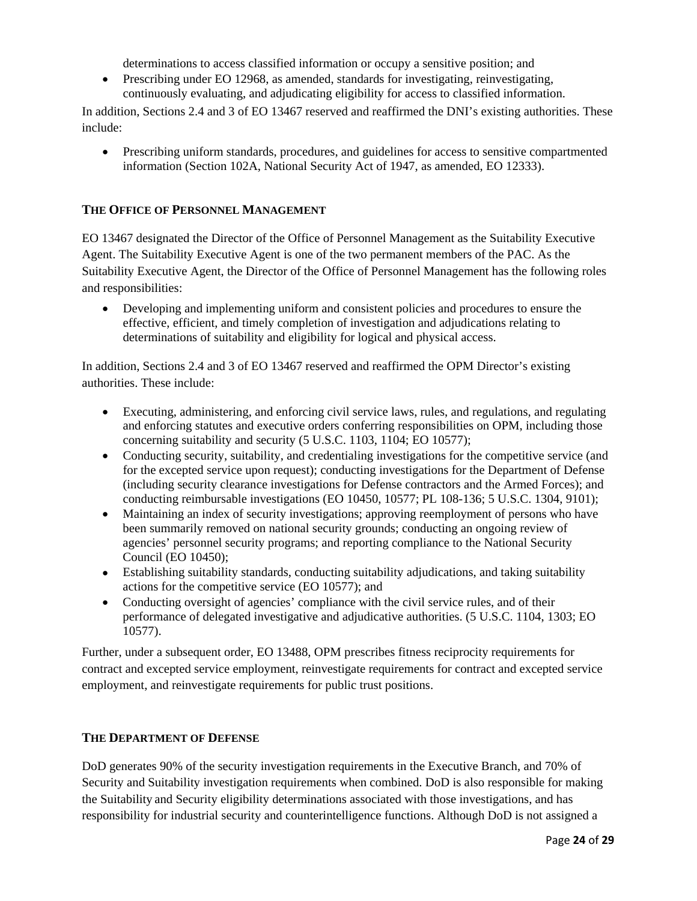determinations to access classified information or occupy a sensitive position; and

- Prescribing under EO 12968, as amended, standards for investigating, reinvestigating, continuously evaluating, and adjudicating eligibility for access to classified information.

In addition, Sections 2.4 and 3 of EO 13467 reserved and reaffirmed the DNI's existing authorities. These include:

- Prescribing uniform standards, procedures, and guidelines for access to sensitive compartmented information (Section 102A, National Security Act of 1947, as amended, EO 12333).

### THE OFFICE OF PERSONNEL MANAGEMENT

EO 13467 designated the Director of the Office of Personnel Management as the Suitability Executive Agent. The Suitability Executive Agent is one of the two permanent members of the PAC. As the Suitability Executive Agent, the Director of the Office of Personnel Management has the following roles and responsibilities:

- Developing and implementing uniform and consistent policies and procedures to ensure the effective, efficient, and timely completion of investigation and adjudications relating to determinations of suitability and eligibility for logical and physical access.

In addition, Sections 2.4 and 3 of EO 13467 reserved and reaffirmed the OPM Director's existing authorities. These include:

- Executing, administering, and enforcing civil service laws, rules, and regulations, and regulating and enforcing statutes and executive orders conferring responsibilities on OPM, including those concerning suitability and security (5 U.S.C. 1103, 1104; EO 10577);
- Conducting security, suitability, and credentialing investigations for the competitive service (and for the excepted service upon request); conducting investigations for the Department of Defense (including security clearance investigations for Defense contractors and the Armed Forces); and conducting reimbursable investigations (EO 10450, 10577; PL 108-136; 5 U.S.C. 1304, 9101);
- Maintaining an index of security investigations; approving reemployment of persons who have been summarily removed on national security grounds; conducting an ongoing review of agencies' personnel security programs; and reporting compliance to the National Security Council (EO 10450);
- Establishing suitability standards, conducting suitability adjudications, and taking suitability actions for the competitive service (EO 10577); and
- Conducting oversight of agencies' compliance with the civil service rules, and of their performance of delegated investigative and adjudicative authorities. (5 U.S.C. 1104, 1303; EO 10577).

Further, under a subsequent order, EO 13488, OPM prescribes fitness reciprocity requirements for contract and excepted service employment, reinvestigate requirements for contract and excepted service employment, and reinvestigate requirements for public trust positions.

### THE DEPARTMENT OF DEFENSE

DoD generates 90% of the security investigation requirements in the Executive Branch, and 70% of Security and Suitability investigation requirements when combined. DoD is also responsible for making the Suitability and Security eligibility determinations associated with those investigations, and has responsibility for industrial security and counterintelligence functions. Although DoD is not assigned a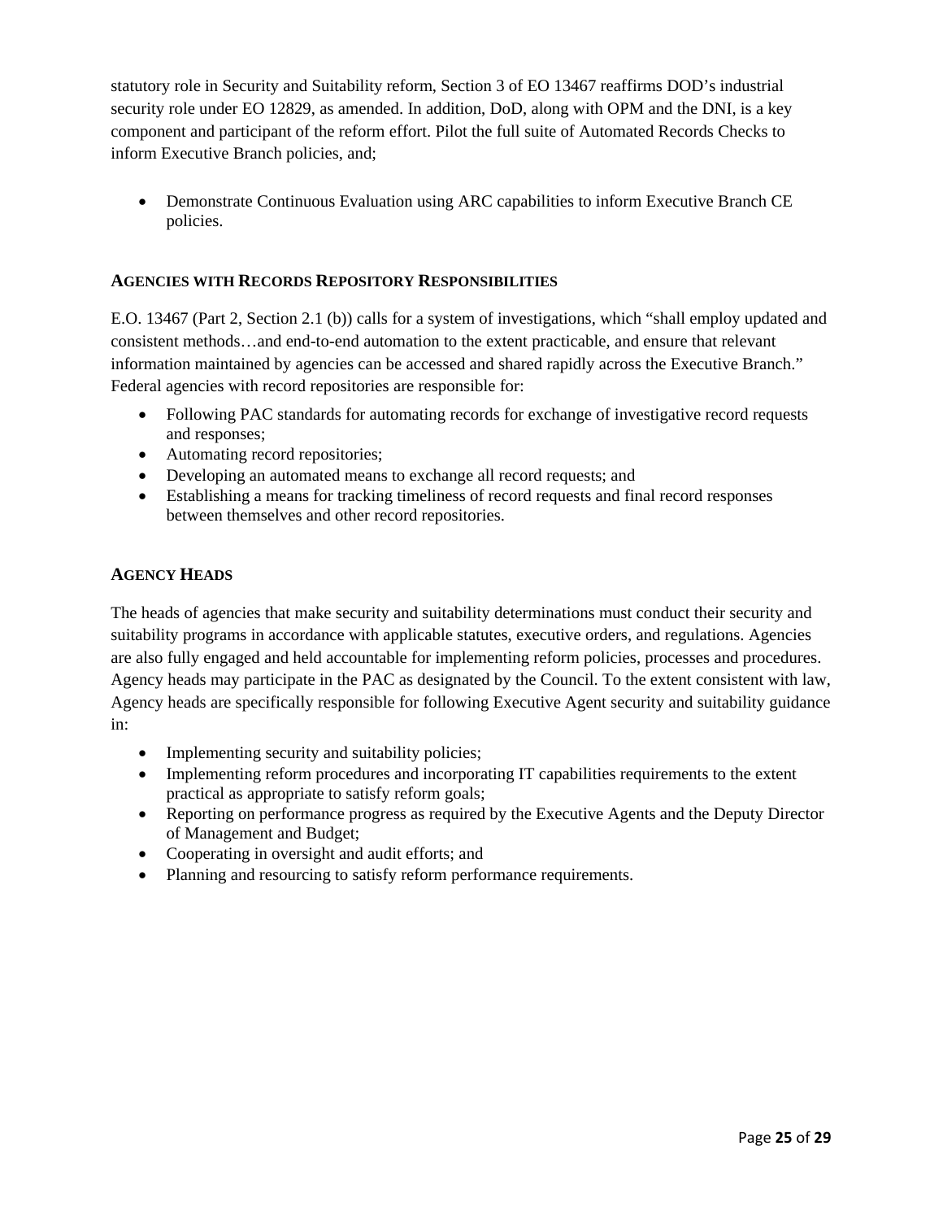statutory role in Security and Suitability reform, Section 3 of EO 13467 reaffirms DOD's industrial security role under EO 12829, as amended. In addition, DoD, along with OPM and the DNI, is a key component and participant of the reform effort. Pilot the full suite of Automated Records Checks to inform Executive Branch policies, and;

- Demonstrate Continuous Evaluation using ARC capabilities to inform Executive Branch CE policies.

### AGENCIES WITH RECORDS REPOSITORY RESPONSIBILITIES

E.O. 13467 (Part 2, Section 2.1 (b)) calls for a system of investigations, which "shall employ updated and consistent methods…and end-to-end automation to the extent practicable, and ensure that relevant information maintained by agencies can be accessed and shared rapidly across the Executive Branch." Federal agencies with record repositories are responsible for:

- Following PAC standards for automating records for exchange of investigative record requests and responses;
- Automating record repositories;
- Developing an automated means to exchange all record requests; and
- Establishing a means for tracking timeliness of record requests and final record responses between themselves and other record repositories.

### AGENCY HEADS

The heads of agencies that make security and suitability determinations must conduct their security and suitability programs in accordance with applicable statutes, executive orders, and regulations. Agencies are also fully engaged and held accountable for implementing reform policies, processes and procedures. Agency heads may participate in the PAC as designated by the Council. To the extent consistent with law, Agency heads are specifically responsible for following Executive Agent security and suitability guidance in:

- Implementing security and suitability policies;
- Implementing reform procedures and incorporating IT capabilities requirements to the extent practical as appropriate to satisfy reform goals;
- Reporting on performance progress as required by the Executive Agents and the Deputy Director of Management and Budget;
- Cooperating in oversight and audit efforts; and
- Planning and resourcing to satisfy reform performance requirements.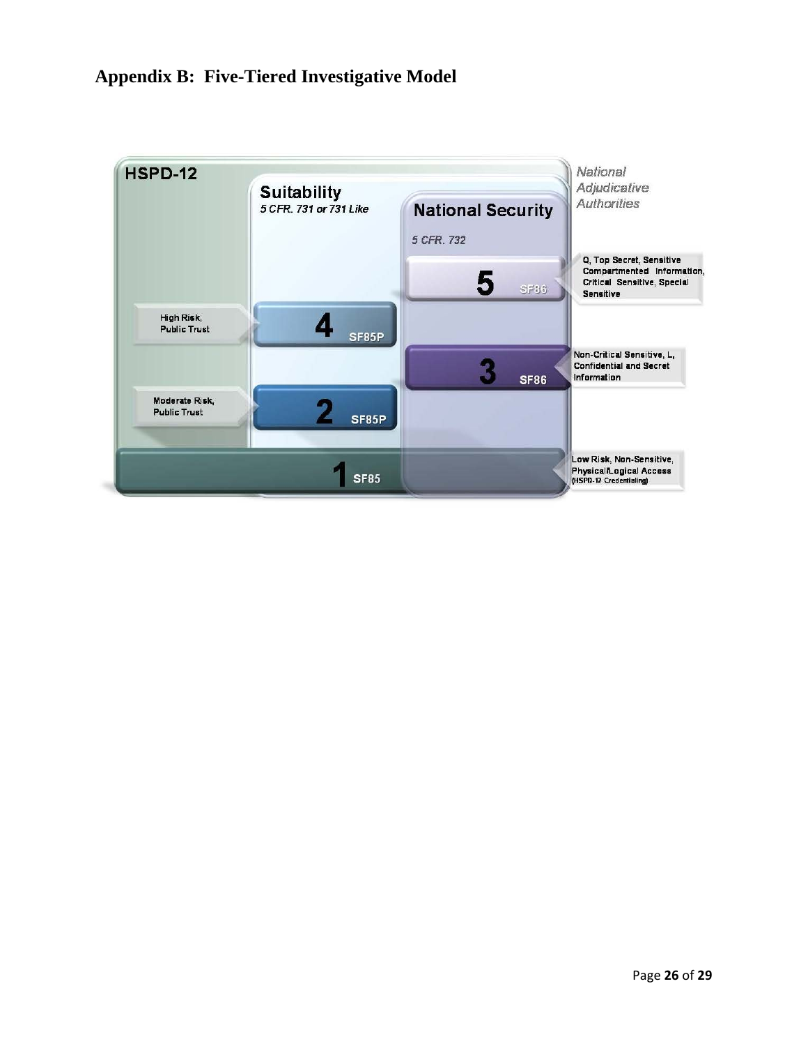## Appendix B: Five-Tiered Investigative Model

HSPD-12

Suitability
*5 CFR. 731 or 731 Like*

National Security
*5 CFR. 732*

*National Adjudicative Authorities*

5 SF86 — Q, Top Secret, Sensitive Compartmented Information, Critical Sensitive, Special Sensitive

4 SF85P — High Risk, Public Trust

3 SF86 — Non-Critical Sensitive, L, Confidential and Secret Information

2 SF85P — Moderate Risk, Public Trust

1 SF85 — Low Risk, Non-Sensitive, Physical/Logical Access (HSPD-12 Credentialing)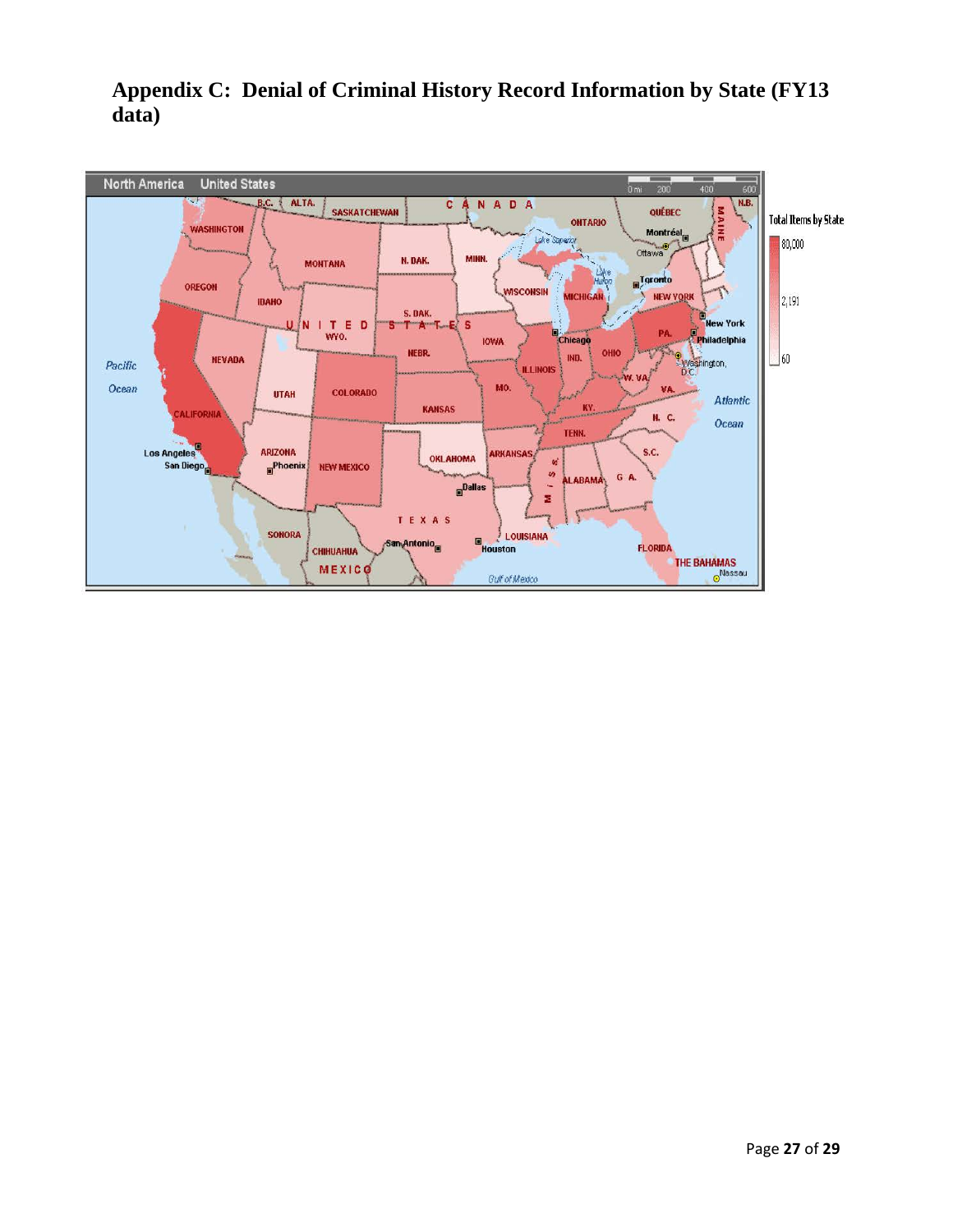# Appendix C: Denial of Criminal History Record Information by State (FY13 data)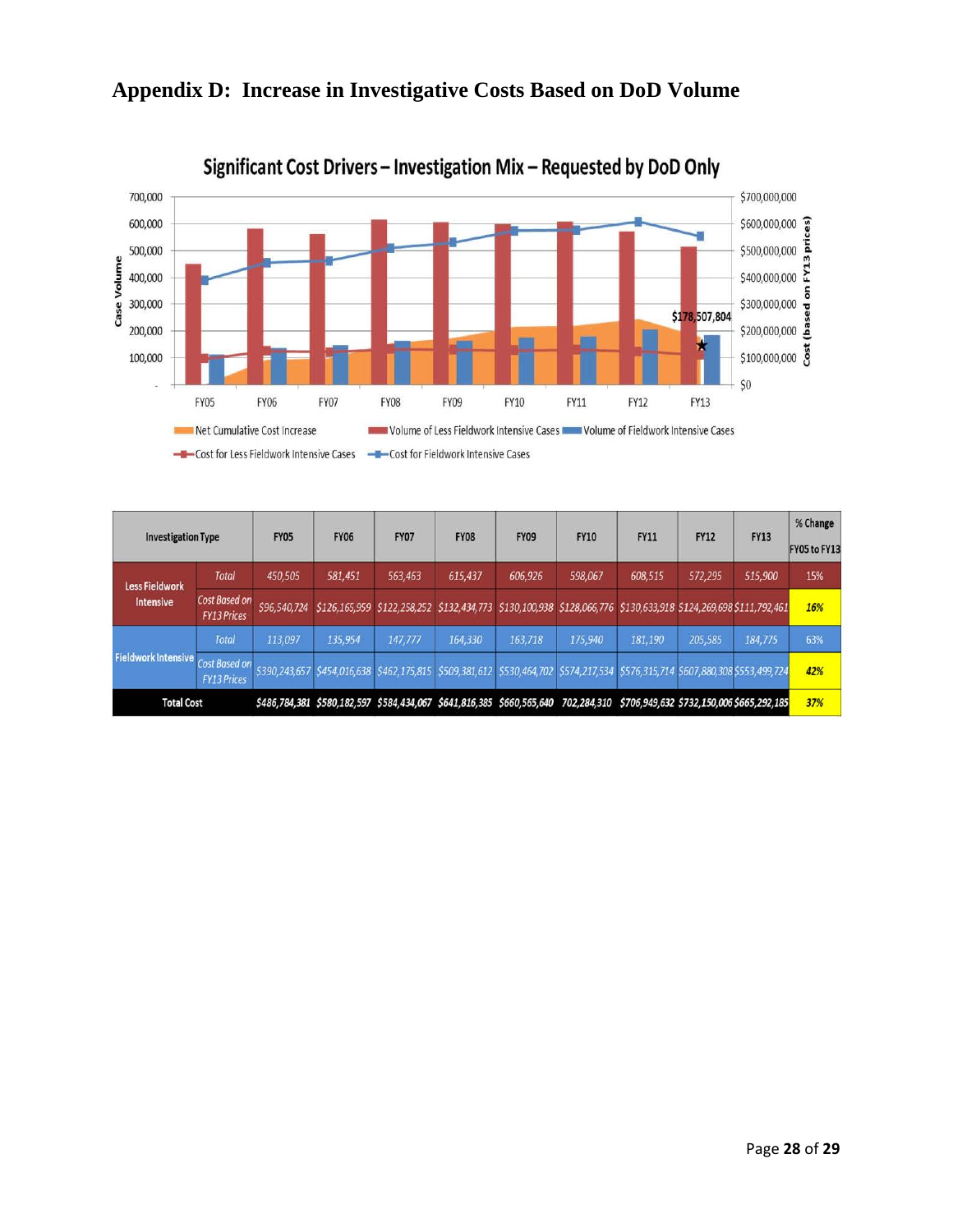## Appendix D: Increase in Investigative Costs Based on DoD Volume

| Investigation Type | | FY05 | FY06 | FY07 | FY08 | FY09 | FY10 | FY11 | FY12 | FY13 | % Change FY05 to FY13 |
|---|---|---|---|---|---|---|---|---|---|---|---|
| Less Fieldwork Intensive | *Total* | *450,505* | *581,451* | *563,463* | *615,437* | *606,926* | *598,067* | *608,515* | *572,295* | *515,900* | 15% |
| | *Cost Based on FY13 Prices* | *$96,540,724* | *$126,165,959* | *$122,258,252* | *$132,434,773* | *$130,100,938* | *$128,066,776* | *$130,633,918* | *$124,269,698* | *$111,792,461* | ***16%*** |
| Fieldwork Intensive | *Total* | *113,097* | *135,954* | *147,777* | *164,330* | *163,718* | *175,940* | *181,190* | *205,585* | *184,775* | 63% |
| | *Cost Based on FY13 Prices* | *$390,243,657* | *$454,016,638* | *$462,175,815* | *$509,381,612* | *$530,464,702* | *$574,217,534* | *$576,315,714* | *$607,880,308* | *$553,499,724* | ***42%*** |
| **Total Cost** | | ***$486,784,381*** | ***$580,182,597*** | ***$584,434,067*** | ***$641,816,385*** | ***$660,565,640*** | ***702,284,310*** | ***$706,949,632*** | ***$732,150,006*** | ***$665,292,185*** | ***37%*** |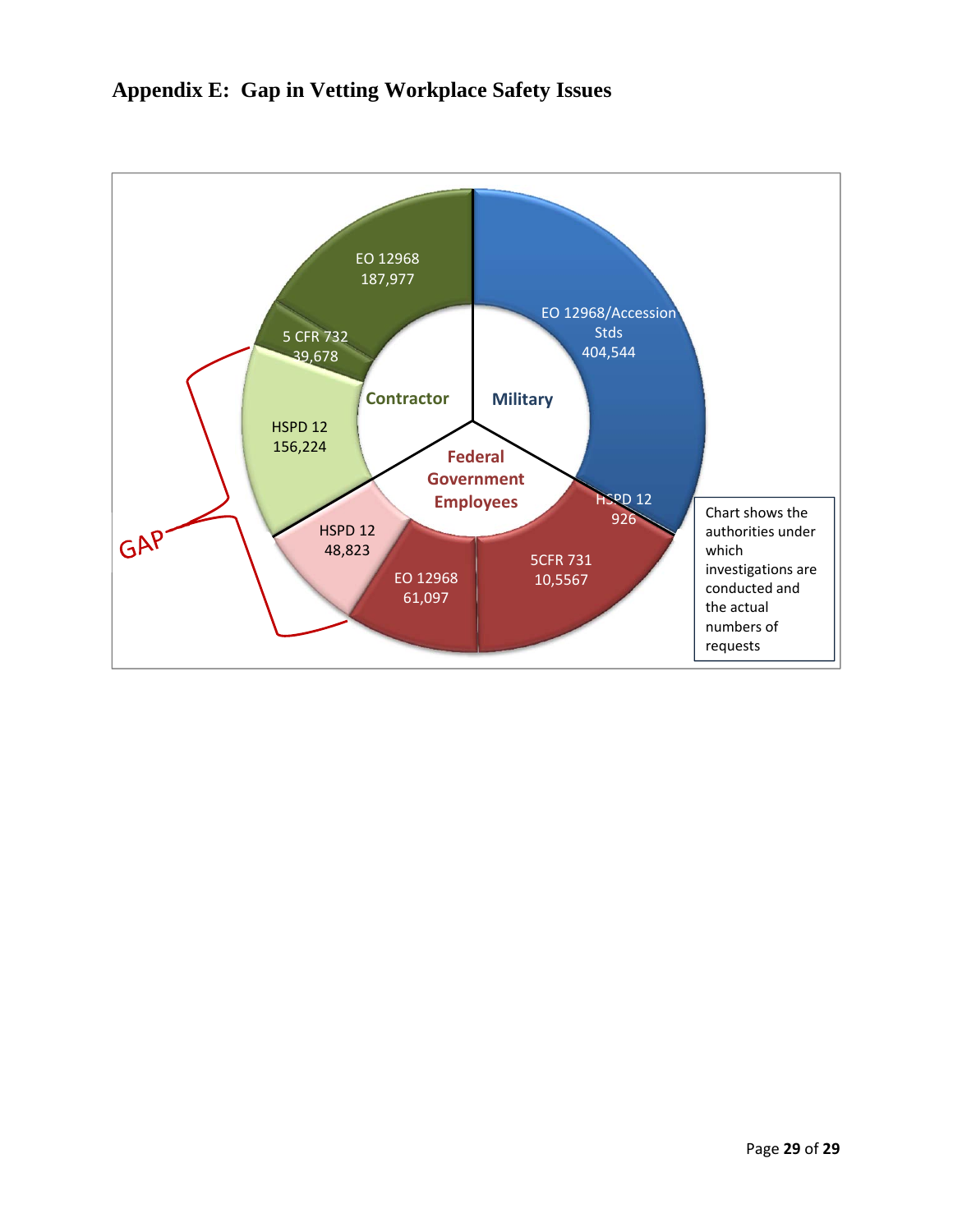# Appendix E: Gap in Vetting Workplace Safety Issues

EO 12968
187,977

5 CFR 732
39,678

HSPD 12
156,224

Contractor

Military

EO 12968/Accession Stds
404,544

Federal Government Employees

HSPD 12
926

HSPD 12
48,823

EO 12968
61,097

5CFR 731
10,5567

GAP

Chart shows the authorities under which investigations are conducted and the actual numbers of requests